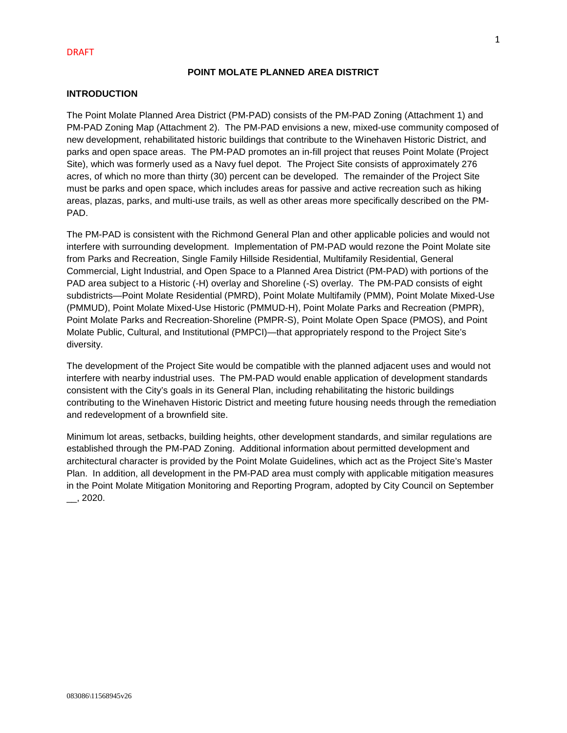DRAFT

# POINT MOLATE PLANNED AREA DISTRICT

## INTRODUCTION

The Point Molate Planned Area District (PM-PAD) consists of the PM-PAD Zoning (Attachment 1) and PM-PAD Zoning Map (Attachment 2). The PM-PAD envisions a new, mixed-use community composed of new development, rehabilitated historic buildings that contribute to the Winehaven Historic District, and parks and open space areas. The PM-PAD promotes an in-fill project that reuses Point Molate (Project Site), which was formerly used as a Navy fuel depot. The Project Site consists of approximately 276 acres, of which no more than thirty (30) percent can be developed. The remainder of the Project Site must be parks and open space, which includes areas for passive and active recreation such as hiking areas, plazas, parks, and multi-use trails, as well as other areas more specifically described on the PM-PAD.

The PM-PAD is consistent with the Richmond General Plan and other applicable policies and would not interfere with surrounding development. Implementation of PM-PAD would rezone the Point Molate site from Parks and Recreation, Single Family Hillside Residential, Multifamily Residential, General Commercial, Light Industrial, and Open Space to a Planned Area District (PM-PAD) with portions of the PAD area subject to a Historic (-H) overlay and Shoreline (-S) overlay. The PM-PAD consists of eight subdistricts—Point Molate Residential (PMRD), Point Molate Multifamily (PMM), Point Molate Mixed-Use (PMMUD), Point Molate Mixed-Use Historic (PMMUD-H), Point Molate Parks and Recreation (PMPR), Point Molate Parks and Recreation-Shoreline (PMPR-S), Point Molate Open Space (PMOS), and Point Molate Public, Cultural, and Institutional (PMPCI)—that appropriately respond to the Project Site's diversity.

The development of the Project Site would be compatible with the planned adjacent uses and would not interfere with nearby industrial uses. The PM-PAD would enable application of development standards consistent with the City's goals in its General Plan, including rehabilitating the historic buildings contributing to the Winehaven Historic District and meeting future housing needs through the remediation and redevelopment of a brownfield site.

Minimum lot areas, setbacks, building heights, other development standards, and similar regulations are established through the PM-PAD Zoning. Additional information about permitted development and architectural character is provided by the Point Molate Guidelines, which act as the Project Site's Master Plan. In addition, all development in the PM-PAD area must comply with applicable mitigation measures in the Point Molate Mitigation Monitoring and Reporting Program, adopted by City Council on September __, 2020.

083086\11568945v26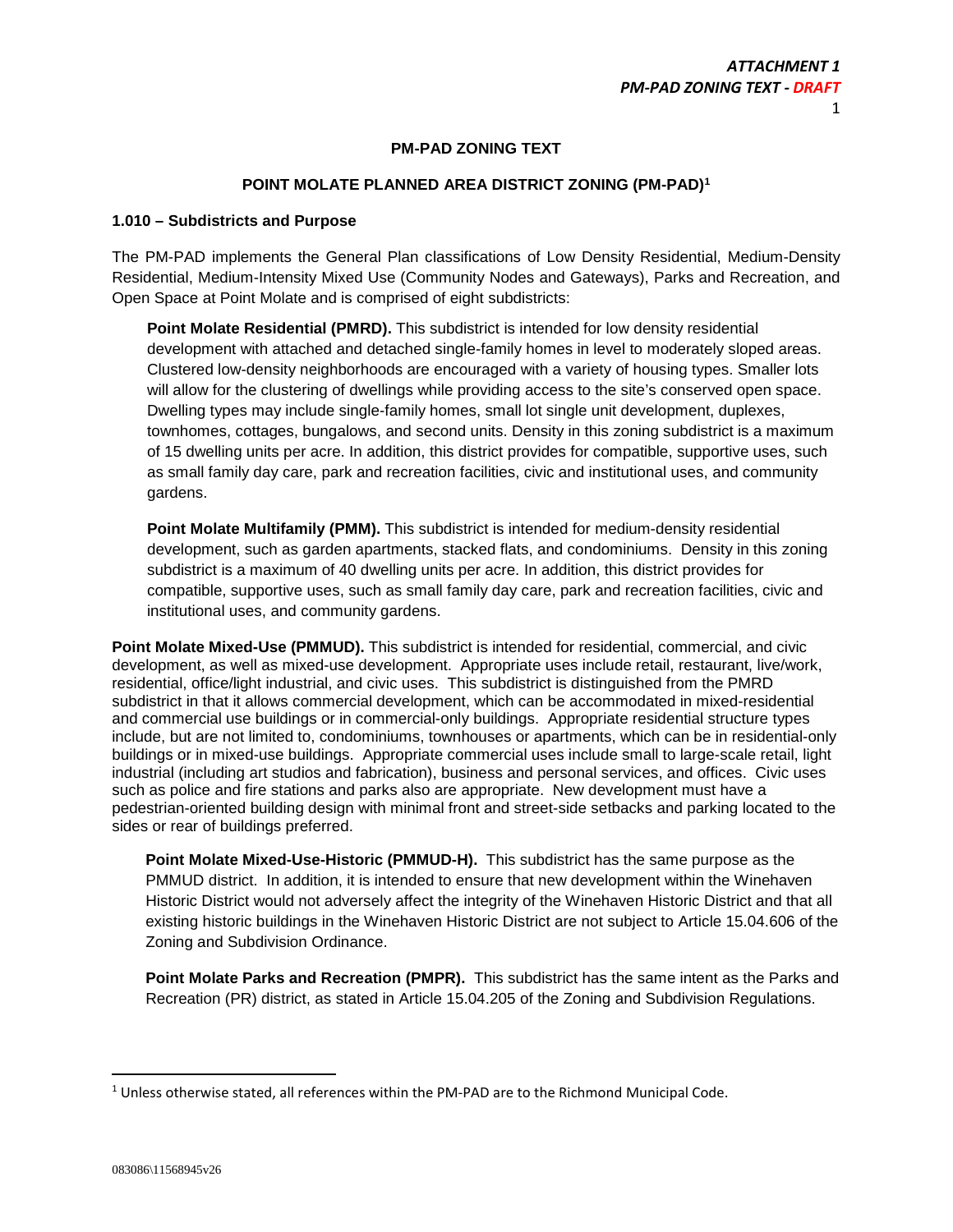**PM-PAD ZONING TEXT**

**POINT MOLATE PLANNED AREA DISTRICT ZONING (PM-PAD)[1]**

**1.010 – Subdistricts and Purpose**

The PM-PAD implements the General Plan classifications of Low Density Residential, Medium-Density Residential, Medium-Intensity Mixed Use (Community Nodes and Gateways), Parks and Recreation, and Open Space at Point Molate and is comprised of eight subdistricts:

**Point Molate Residential (PMRD).** This subdistrict is intended for low density residential development with attached and detached single-family homes in level to moderately sloped areas. Clustered low-density neighborhoods are encouraged with a variety of housing types. Smaller lots will allow for the clustering of dwellings while providing access to the site's conserved open space. Dwelling types may include single-family homes, small lot single unit development, duplexes, townhomes, cottages, bungalows, and second units. Density in this zoning subdistrict is a maximum of 15 dwelling units per acre. In addition, this district provides for compatible, supportive uses, such as small family day care, park and recreation facilities, civic and institutional uses, and community gardens.

**Point Molate Multifamily (PMM).** This subdistrict is intended for medium-density residential development, such as garden apartments, stacked flats, and condominiums. Density in this zoning subdistrict is a maximum of 40 dwelling units per acre. In addition, this district provides for compatible, supportive uses, such as small family day care, park and recreation facilities, civic and institutional uses, and community gardens.

**Point Molate Mixed-Use (PMMUD).** This subdistrict is intended for residential, commercial, and civic development, as well as mixed-use development. Appropriate uses include retail, restaurant, live/work, residential, office/light industrial, and civic uses. This subdistrict is distinguished from the PMRD subdistrict in that it allows commercial development, which can be accommodated in mixed-residential and commercial use buildings or in commercial-only buildings. Appropriate residential structure types include, but are not limited to, condominiums, townhouses or apartments, which can be in residential-only buildings or in mixed-use buildings. Appropriate commercial uses include small to large-scale retail, light industrial (including art studios and fabrication), business and personal services, and offices. Civic uses such as police and fire stations and parks also are appropriate. New development must have a pedestrian-oriented building design with minimal front and street-side setbacks and parking located to the sides or rear of buildings preferred.

**Point Molate Mixed-Use-Historic (PMMUD-H).** This subdistrict has the same purpose as the PMMUD district. In addition, it is intended to ensure that new development within the Winehaven Historic District would not adversely affect the integrity of the Winehaven Historic District and that all existing historic buildings in the Winehaven Historic District are not subject to Article 15.04.606 of the Zoning and Subdivision Ordinance.

**Point Molate Parks and Recreation (PMPR).** This subdistrict has the same intent as the Parks and Recreation (PR) district, as stated in Article 15.04.205 of the Zoning and Subdivision Regulations.

[1] Unless otherwise stated, all references within the PM-PAD are to the Richmond Municipal Code.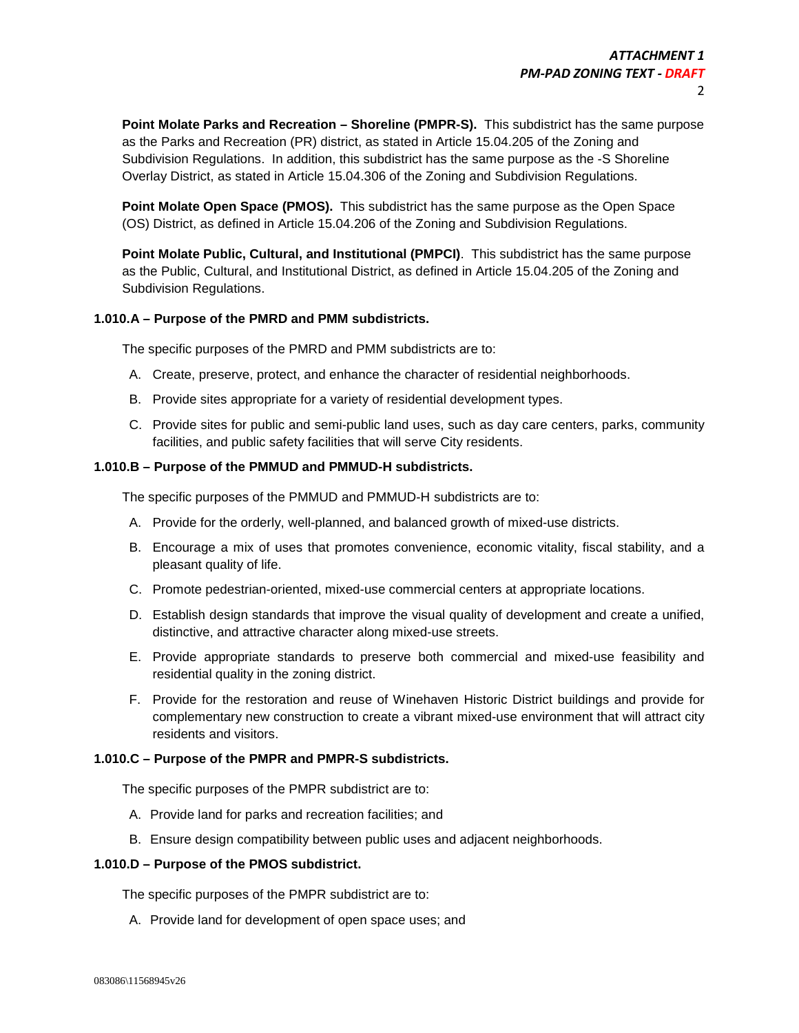**Point Molate Parks and Recreation – Shoreline (PMPR-S).** This subdistrict has the same purpose as the Parks and Recreation (PR) district, as stated in Article 15.04.205 of the Zoning and Subdivision Regulations. In addition, this subdistrict has the same purpose as the -S Shoreline Overlay District, as stated in Article 15.04.306 of the Zoning and Subdivision Regulations.

**Point Molate Open Space (PMOS).** This subdistrict has the same purpose as the Open Space (OS) District, as defined in Article 15.04.206 of the Zoning and Subdivision Regulations.

**Point Molate Public, Cultural, and Institutional (PMPCI)**. This subdistrict has the same purpose as the Public, Cultural, and Institutional District, as defined in Article 15.04.205 of the Zoning and Subdivision Regulations.

**1.010.A – Purpose of the PMRD and PMM subdistricts.**

The specific purposes of the PMRD and PMM subdistricts are to:

A. Create, preserve, protect, and enhance the character of residential neighborhoods.

B. Provide sites appropriate for a variety of residential development types.

C. Provide sites for public and semi-public land uses, such as day care centers, parks, community facilities, and public safety facilities that will serve City residents.

**1.010.B – Purpose of the PMMUD and PMMUD-H subdistricts.**

The specific purposes of the PMMUD and PMMUD-H subdistricts are to:

A. Provide for the orderly, well-planned, and balanced growth of mixed-use districts.

B. Encourage a mix of uses that promotes convenience, economic vitality, fiscal stability, and a pleasant quality of life.

C. Promote pedestrian-oriented, mixed-use commercial centers at appropriate locations.

D. Establish design standards that improve the visual quality of development and create a unified, distinctive, and attractive character along mixed-use streets.

E. Provide appropriate standards to preserve both commercial and mixed-use feasibility and residential quality in the zoning district.

F. Provide for the restoration and reuse of Winehaven Historic District buildings and provide for complementary new construction to create a vibrant mixed-use environment that will attract city residents and visitors.

**1.010.C – Purpose of the PMPR and PMPR-S subdistricts.**

The specific purposes of the PMPR subdistrict are to:

A. Provide land for parks and recreation facilities; and

B. Ensure design compatibility between public uses and adjacent neighborhoods.

**1.010.D – Purpose of the PMOS subdistrict.**

The specific purposes of the PMPR subdistrict are to:

A. Provide land for development of open space uses; and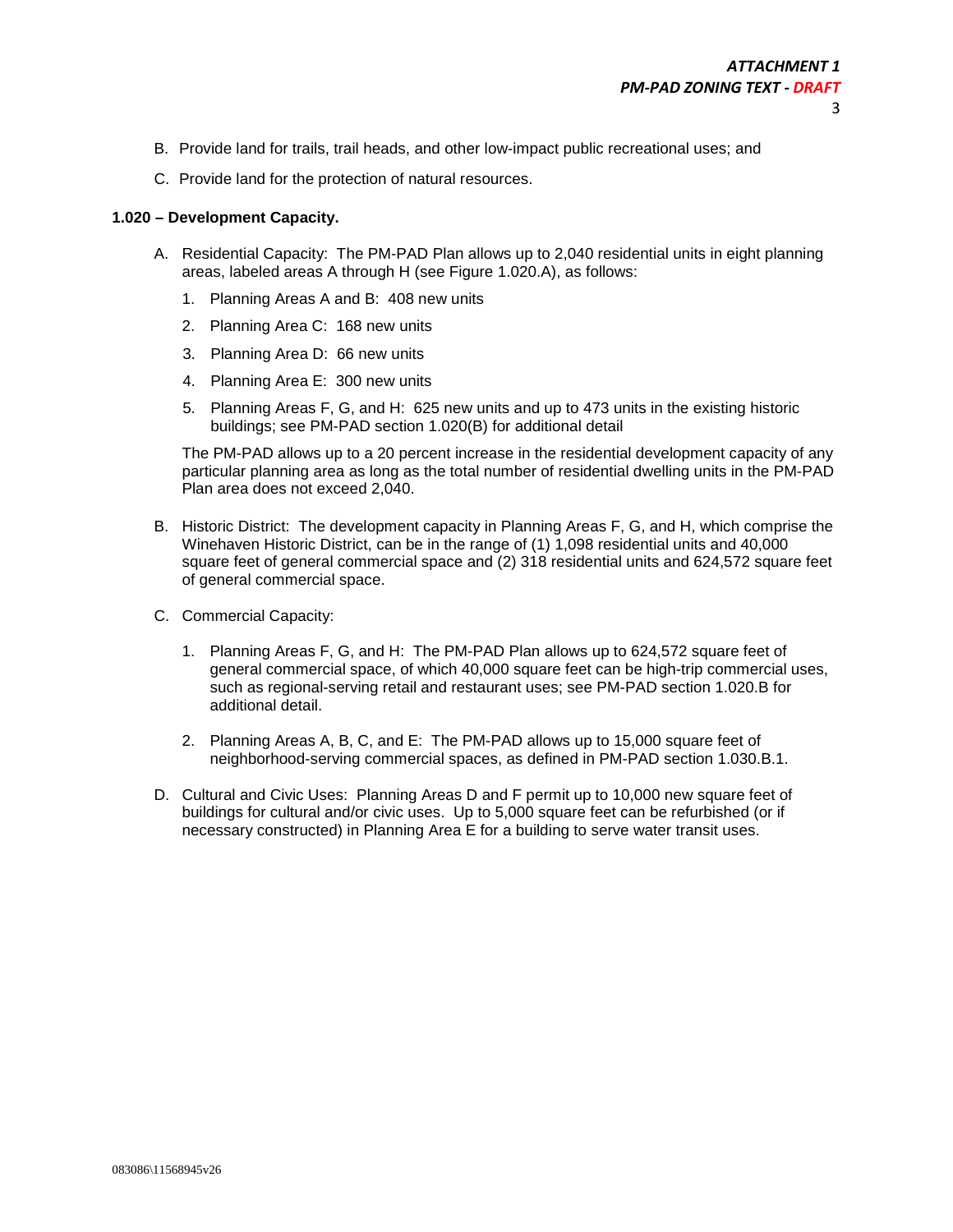B. Provide land for trails, trail heads, and other low-impact public recreational uses; and

C. Provide land for the protection of natural resources.

**1.020 – Development Capacity.**

A. Residential Capacity: The PM-PAD Plan allows up to 2,040 residential units in eight planning areas, labeled areas A through H (see Figure 1.020.A), as follows:

   1. Planning Areas A and B: 408 new units
   2. Planning Area C: 168 new units
   3. Planning Area D: 66 new units
   4. Planning Area E: 300 new units
   5. Planning Areas F, G, and H: 625 new units and up to 473 units in the existing historic buildings; see PM-PAD section 1.020(B) for additional detail

   The PM-PAD allows up to a 20 percent increase in the residential development capacity of any particular planning area as long as the total number of residential dwelling units in the PM-PAD Plan area does not exceed 2,040.

B. Historic District: The development capacity in Planning Areas F, G, and H, which comprise the Winehaven Historic District, can be in the range of (1) 1,098 residential units and 40,000 square feet of general commercial space and (2) 318 residential units and 624,572 square feet of general commercial space.

C. Commercial Capacity:

   1. Planning Areas F, G, and H: The PM-PAD Plan allows up to 624,572 square feet of general commercial space, of which 40,000 square feet can be high-trip commercial uses, such as regional-serving retail and restaurant uses; see PM-PAD section 1.020.B for additional detail.

   2. Planning Areas A, B, C, and E: The PM-PAD allows up to 15,000 square feet of neighborhood-serving commercial spaces, as defined in PM-PAD section 1.030.B.1.

D. Cultural and Civic Uses: Planning Areas D and F permit up to 10,000 new square feet of buildings for cultural and/or civic uses. Up to 5,000 square feet can be refurbished (or if necessary constructed) in Planning Area E for a building to serve water transit uses.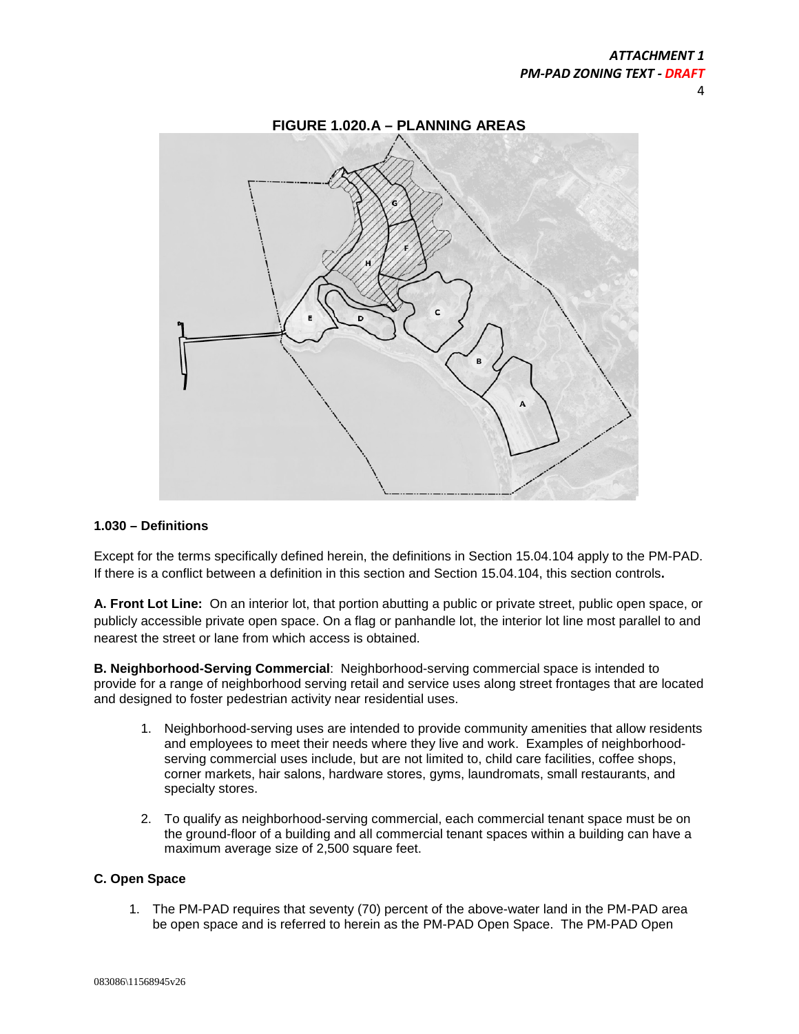**FIGURE 1.020.A – PLANNING AREAS**

## 1.030 – Definitions

Except for the terms specifically defined herein, the definitions in Section 15.04.104 apply to the PM-PAD. If there is a conflict between a definition in this section and Section 15.04.104, this section controls**.**

**A. Front Lot Line:** On an interior lot, that portion abutting a public or private street, public open space, or publicly accessible private open space. On a flag or panhandle lot, the interior lot line most parallel to and nearest the street or lane from which access is obtained.

**B. Neighborhood-Serving Commercial**: Neighborhood-serving commercial space is intended to provide for a range of neighborhood serving retail and service uses along street frontages that are located and designed to foster pedestrian activity near residential uses.

1. Neighborhood-serving uses are intended to provide community amenities that allow residents and employees to meet their needs where they live and work. Examples of neighborhood-serving commercial uses include, but are not limited to, child care facilities, coffee shops, corner markets, hair salons, hardware stores, gyms, laundromats, small restaurants, and specialty stores.

2. To qualify as neighborhood-serving commercial, each commercial tenant space must be on the ground-floor of a building and all commercial tenant spaces within a building can have a maximum average size of 2,500 square feet.

**C. Open Space**

1. The PM-PAD requires that seventy (70) percent of the above-water land in the PM-PAD area be open space and is referred to herein as the PM-PAD Open Space. The PM-PAD Open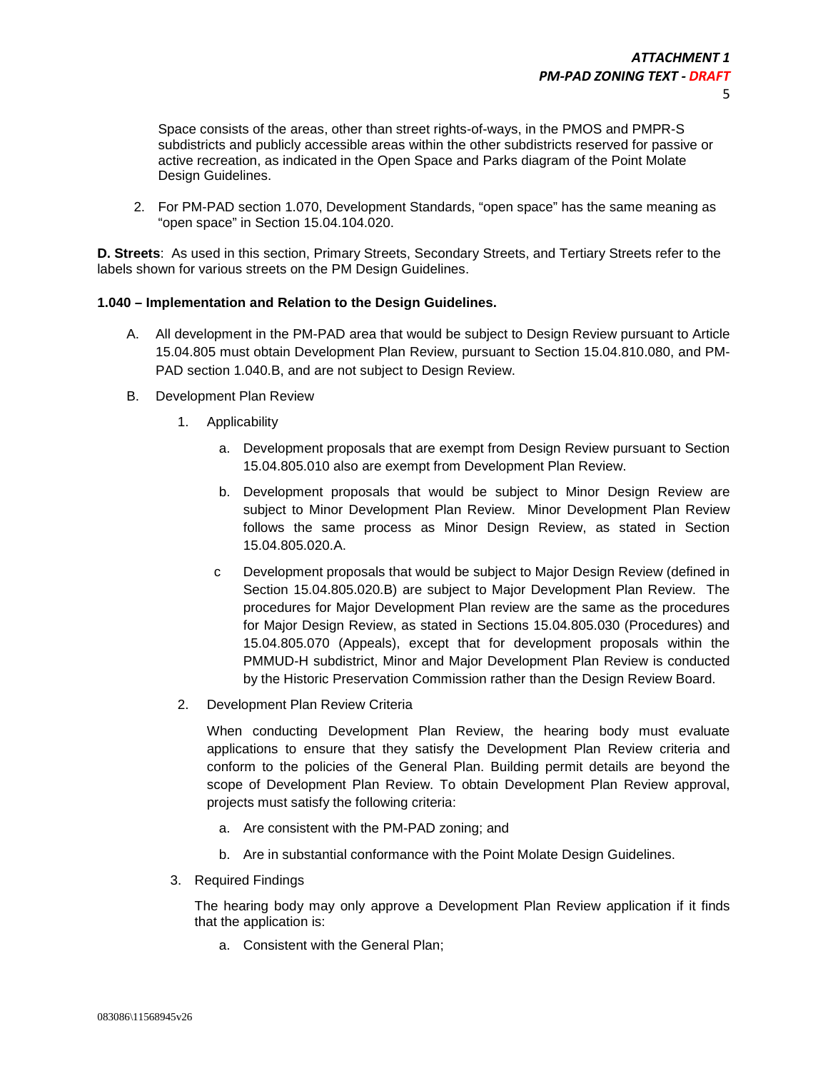Space consists of the areas, other than street rights-of-ways, in the PMOS and PMPR-S subdistricts and publicly accessible areas within the other subdistricts reserved for passive or active recreation, as indicated in the Open Space and Parks diagram of the Point Molate Design Guidelines.

2. For PM-PAD section 1.070, Development Standards, "open space" has the same meaning as "open space" in Section 15.04.104.020.

**D. Streets**: As used in this section, Primary Streets, Secondary Streets, and Tertiary Streets refer to the labels shown for various streets on the PM Design Guidelines.

**1.040 – Implementation and Relation to the Design Guidelines.**

A. All development in the PM-PAD area that would be subject to Design Review pursuant to Article 15.04.805 must obtain Development Plan Review, pursuant to Section 15.04.810.080, and PM-PAD section 1.040.B, and are not subject to Design Review.

B. Development Plan Review

1. Applicability

   a. Development proposals that are exempt from Design Review pursuant to Section 15.04.805.010 also are exempt from Development Plan Review.

   b. Development proposals that would be subject to Minor Design Review are subject to Minor Development Plan Review. Minor Development Plan Review follows the same process as Minor Design Review, as stated in Section 15.04.805.020.A.

   c Development proposals that would be subject to Major Design Review (defined in Section 15.04.805.020.B) are subject to Major Development Plan Review. The procedures for Major Development Plan review are the same as the procedures for Major Design Review, as stated in Sections 15.04.805.030 (Procedures) and 15.04.805.070 (Appeals), except that for development proposals within the PMMUD-H subdistrict, Minor and Major Development Plan Review is conducted by the Historic Preservation Commission rather than the Design Review Board.

2. Development Plan Review Criteria

   When conducting Development Plan Review, the hearing body must evaluate applications to ensure that they satisfy the Development Plan Review criteria and conform to the policies of the General Plan. Building permit details are beyond the scope of Development Plan Review. To obtain Development Plan Review approval, projects must satisfy the following criteria:

   a. Are consistent with the PM-PAD zoning; and

   b. Are in substantial conformance with the Point Molate Design Guidelines.

3. Required Findings

   The hearing body may only approve a Development Plan Review application if it finds that the application is:

   a. Consistent with the General Plan;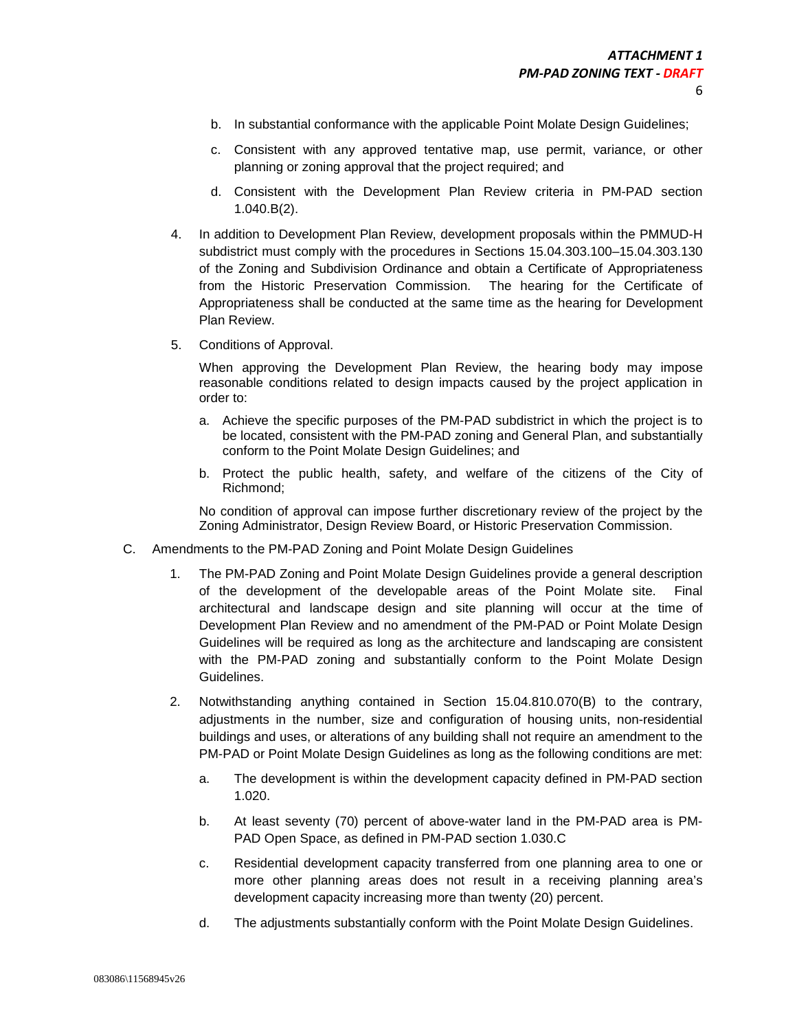b. In substantial conformance with the applicable Point Molate Design Guidelines;

c. Consistent with any approved tentative map, use permit, variance, or other planning or zoning approval that the project required; and

d. Consistent with the Development Plan Review criteria in PM-PAD section 1.040.B(2).

4. In addition to Development Plan Review, development proposals within the PMMUD-H subdistrict must comply with the procedures in Sections 15.04.303.100–15.04.303.130 of the Zoning and Subdivision Ordinance and obtain a Certificate of Appropriateness from the Historic Preservation Commission. The hearing for the Certificate of Appropriateness shall be conducted at the same time as the hearing for Development Plan Review.

5. Conditions of Approval.

   When approving the Development Plan Review, the hearing body may impose reasonable conditions related to design impacts caused by the project application in order to:

   a. Achieve the specific purposes of the PM-PAD subdistrict in which the project is to be located, consistent with the PM-PAD zoning and General Plan, and substantially conform to the Point Molate Design Guidelines; and

   b. Protect the public health, safety, and welfare of the citizens of the City of Richmond;

   No condition of approval can impose further discretionary review of the project by the Zoning Administrator, Design Review Board, or Historic Preservation Commission.

C. Amendments to the PM-PAD Zoning and Point Molate Design Guidelines

1. The PM-PAD Zoning and Point Molate Design Guidelines provide a general description of the development of the developable areas of the Point Molate site. Final architectural and landscape design and site planning will occur at the time of Development Plan Review and no amendment of the PM-PAD or Point Molate Design Guidelines will be required as long as the architecture and landscaping are consistent with the PM-PAD zoning and substantially conform to the Point Molate Design Guidelines.

2. Notwithstanding anything contained in Section 15.04.810.070(B) to the contrary, adjustments in the number, size and configuration of housing units, non-residential buildings and uses, or alterations of any building shall not require an amendment to the PM-PAD or Point Molate Design Guidelines as long as the following conditions are met:

   a. The development is within the development capacity defined in PM-PAD section 1.020.

   b. At least seventy (70) percent of above-water land in the PM-PAD area is PM-PAD Open Space, as defined in PM-PAD section 1.030.C

   c. Residential development capacity transferred from one planning area to one or more other planning areas does not result in a receiving planning area's development capacity increasing more than twenty (20) percent.

   d. The adjustments substantially conform with the Point Molate Design Guidelines.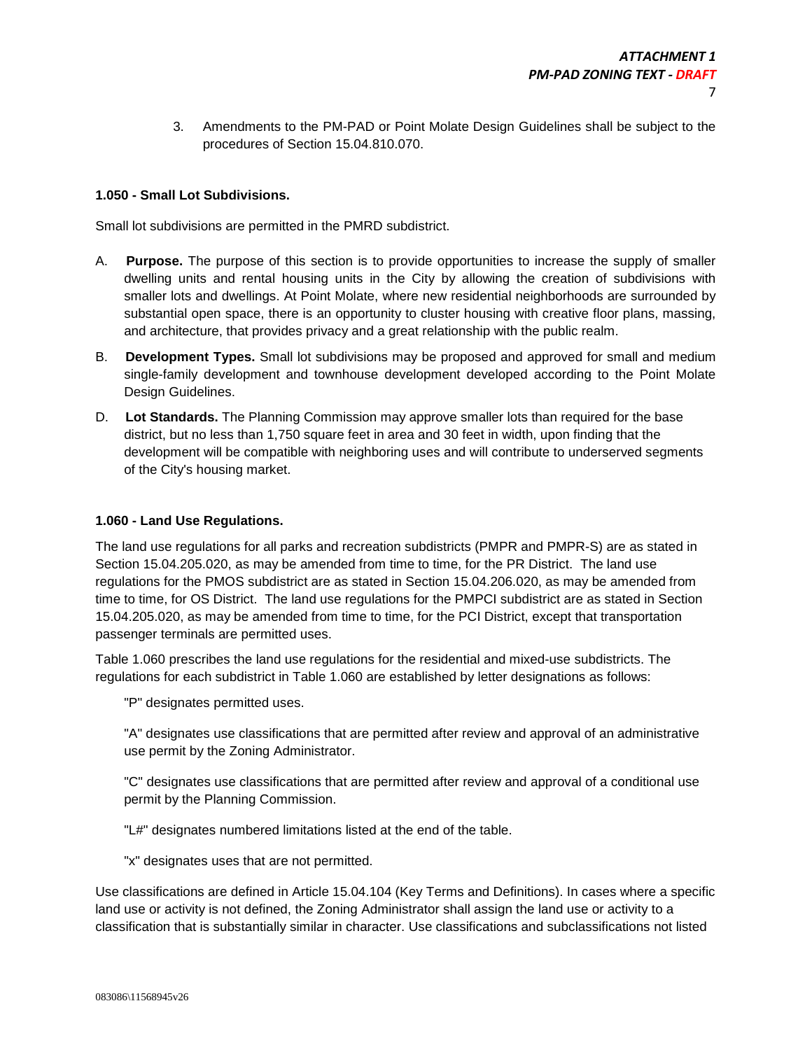3. Amendments to the PM-PAD or Point Molate Design Guidelines shall be subject to the procedures of Section 15.04.810.070.

**1.050 - Small Lot Subdivisions.**

Small lot subdivisions are permitted in the PMRD subdistrict.

A. **Purpose.** The purpose of this section is to provide opportunities to increase the supply of smaller dwelling units and rental housing units in the City by allowing the creation of subdivisions with smaller lots and dwellings. At Point Molate, where new residential neighborhoods are surrounded by substantial open space, there is an opportunity to cluster housing with creative floor plans, massing, and architecture, that provides privacy and a great relationship with the public realm.

B. **Development Types.** Small lot subdivisions may be proposed and approved for small and medium single-family development and townhouse development developed according to the Point Molate Design Guidelines.

D. **Lot Standards.** The Planning Commission may approve smaller lots than required for the base district, but no less than 1,750 square feet in area and 30 feet in width, upon finding that the development will be compatible with neighboring uses and will contribute to underserved segments of the City's housing market.

**1.060 - Land Use Regulations.**

The land use regulations for all parks and recreation subdistricts (PMPR and PMPR-S) are as stated in Section 15.04.205.020, as may be amended from time to time, for the PR District. The land use regulations for the PMOS subdistrict are as stated in Section 15.04.206.020, as may be amended from time to time, for OS District. The land use regulations for the PMPCI subdistrict are as stated in Section 15.04.205.020, as may be amended from time to time, for the PCI District, except that transportation passenger terminals are permitted uses.

Table 1.060 prescribes the land use regulations for the residential and mixed-use subdistricts. The regulations for each subdistrict in Table 1.060 are established by letter designations as follows:

"P" designates permitted uses.

"A" designates use classifications that are permitted after review and approval of an administrative use permit by the Zoning Administrator.

"C" designates use classifications that are permitted after review and approval of a conditional use permit by the Planning Commission.

"L#" designates numbered limitations listed at the end of the table.

"x" designates uses that are not permitted.

Use classifications are defined in Article 15.04.104 (Key Terms and Definitions). In cases where a specific land use or activity is not defined, the Zoning Administrator shall assign the land use or activity to a classification that is substantially similar in character. Use classifications and subclassifications not listed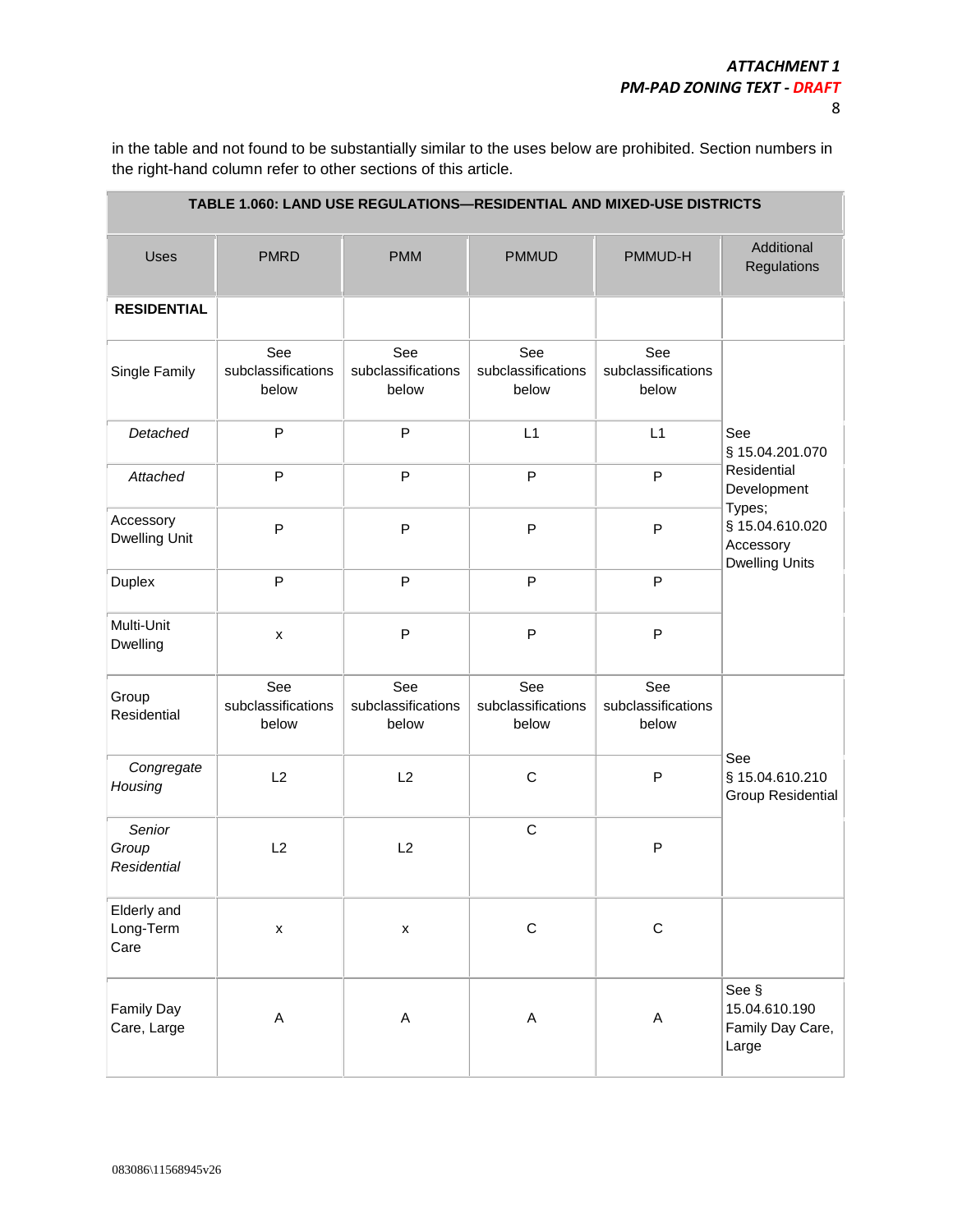in the table and not found to be substantially similar to the uses below are prohibited. Section numbers in the right-hand column refer to other sections of this article.

| TABLE 1.060: LAND USE REGULATIONS—RESIDENTIAL AND MIXED-USE DISTRICTS | | | | | |
|---|---|---|---|---|---|
| Uses | PMRD | PMM | PMMUD | PMMUD-H | Additional Regulations |
| **RESIDENTIAL** | | | | | |
| Single Family | See subclassifications below | See subclassifications below | See subclassifications below | See subclassifications below | |
| *Detached* | P | P | L1 | L1 | See § 15.04.201.070 Residential Development Types; § 15.04.610.020 Accessory Dwelling Units |
| *Attached* | P | P | P | P | |
| Accessory Dwelling Unit | P | P | P | P | |
| Duplex | P | P | P | P | |
| Multi-Unit Dwelling | x | P | P | P | |
| Group Residential | See subclassifications below | See subclassifications below | See subclassifications below | See subclassifications below | See § 15.04.610.210 Group Residential |
| *Congregate Housing* | L2 | L2 | C | P | |
| *Senior Group Residential* | L2 | L2 | C | P | |
| Elderly and Long-Term Care | x | x | C | C | |
| Family Day Care, Large | A | A | A | A | See § 15.04.610.190 Family Day Care, Large |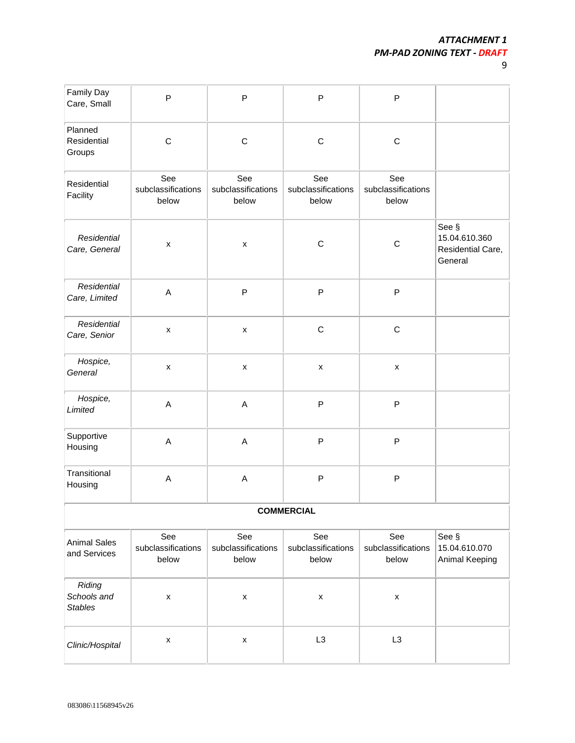| | | | | | |
|---|---|---|---|---|---|
| Family Day Care, Small | P | P | P | P | |
| Planned Residential Groups | C | C | C | C | |
| Residential Facility | See subclassifications below | See subclassifications below | See subclassifications below | See subclassifications below | |
| *Residential Care, General* | x | x | C | C | See § 15.04.610.360 Residential Care, General |
| *Residential Care, Limited* | A | P | P | P | |
| *Residential Care, Senior* | x | x | C | C | |
| *Hospice, General* | x | x | x | x | |
| *Hospice, Limited* | A | A | P | P | |
| Supportive Housing | A | A | P | P | |
| Transitional Housing | A | A | P | P | |
| **COMMERCIAL** | | | | | |
| Animal Sales and Services | See subclassifications below | See subclassifications below | See subclassifications below | See subclassifications below | See § 15.04.610.070 Animal Keeping |
| *Riding Schools and Stables* | x | x | x | x | |
| *Clinic/Hospital* | x | x | L3 | L3 | |

083086\11568945v26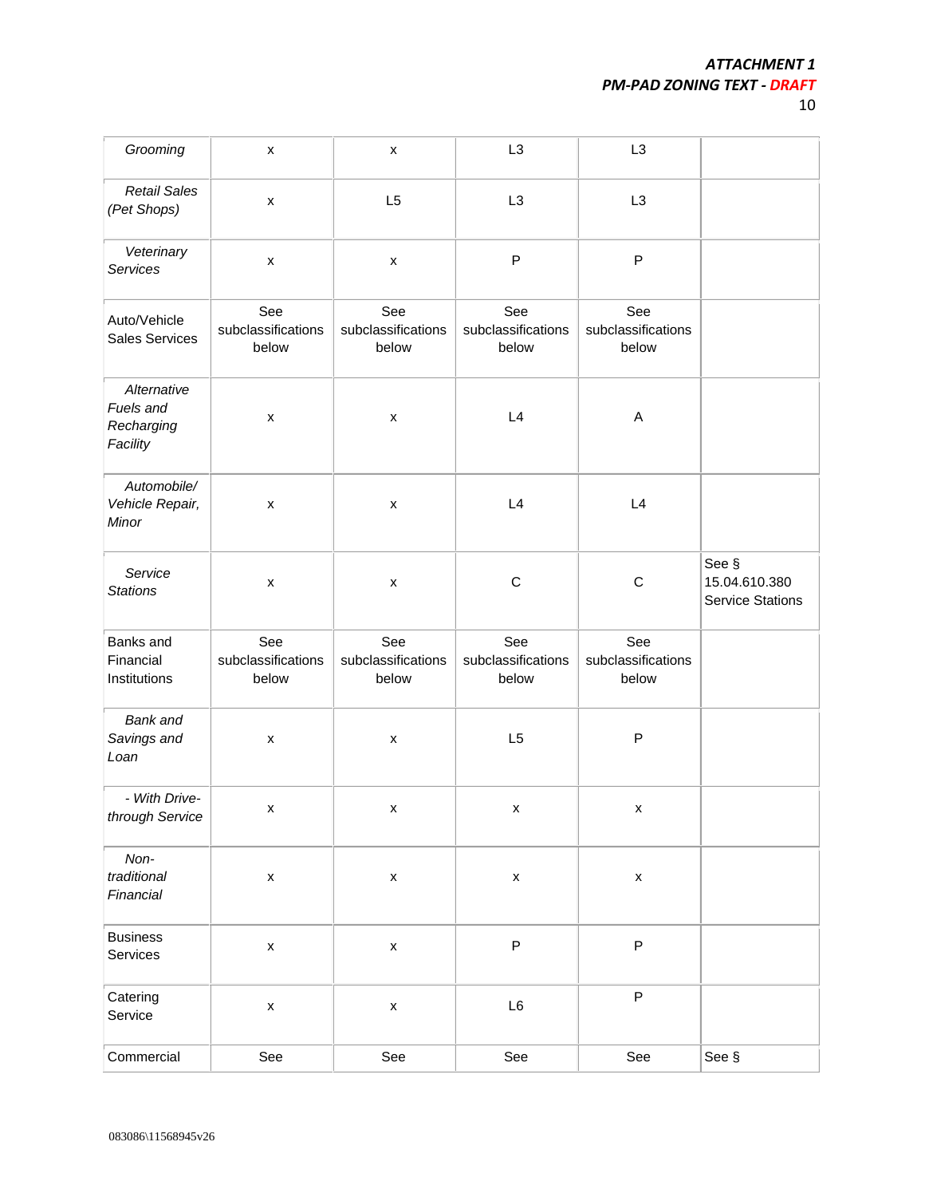| | | | | | |
|---|---|---|---|---|---|
| *Grooming* | x | x | L3 | L3 | |
| *Retail Sales (Pet Shops)* | x | L5 | L3 | L3 | |
| *Veterinary Services* | x | x | P | P | |
| Auto/Vehicle Sales Services | See subclassifications below | See subclassifications below | See subclassifications below | See subclassifications below | |
| *Alternative Fuels and Recharging Facility* | x | x | L4 | A | |
| *Automobile/ Vehicle Repair, Minor* | x | x | L4 | L4 | |
| *Service Stations* | x | x | C | C | See § 15.04.610.380 Service Stations |
| Banks and Financial Institutions | See subclassifications below | See subclassifications below | See subclassifications below | See subclassifications below | |
| *Bank and Savings and Loan* | x | x | L5 | P | |
| *- With Drive-through Service* | x | x | x | x | |
| *Non-traditional Financial* | x | x | x | x | |
| Business Services | x | x | P | P | |
| Catering Service | x | x | L6 | P | |
| Commercial | See | See | See | See | See § |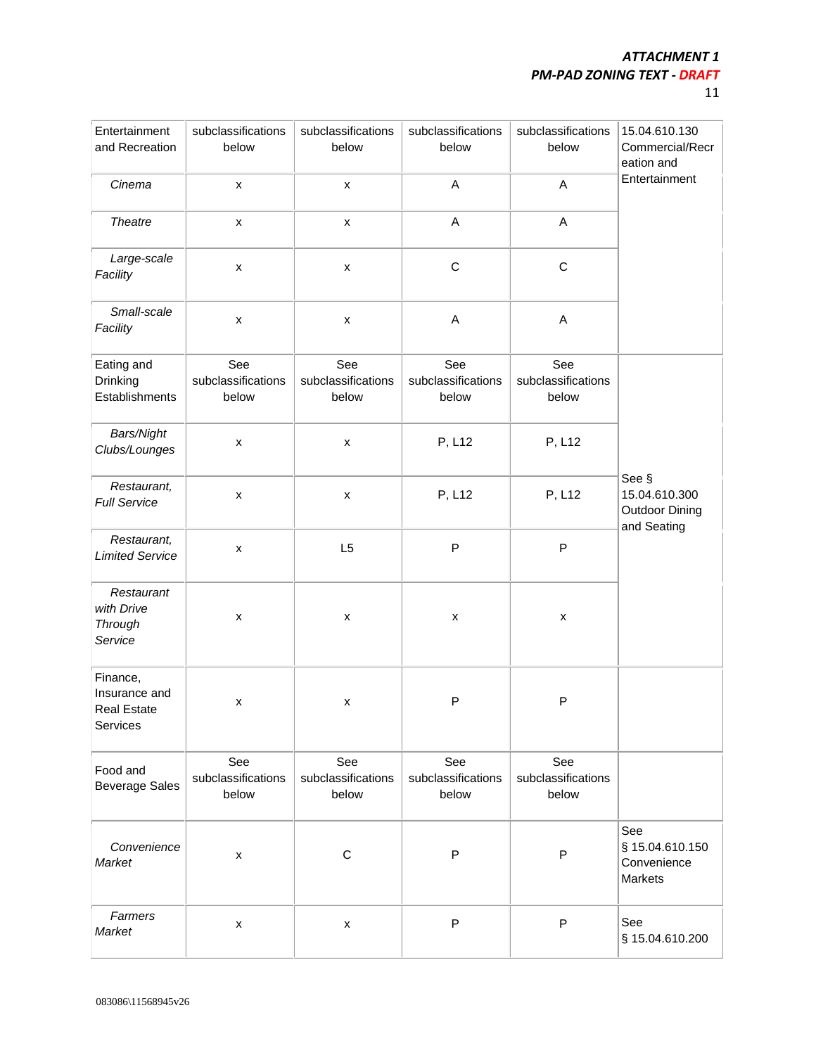| Entertainment and Recreation | subclassifications below | subclassifications below | subclassifications below | subclassifications below | 15.04.610.130 Commercial/Recreation and Entertainment |
|---|---|---|---|---|---|
| *Cinema* | x | x | A | A | |
| *Theatre* | x | x | A | A | |
| *Large-scale Facility* | x | x | C | C | |
| *Small-scale Facility* | x | x | A | A | |
| Eating and Drinking Establishments | See subclassifications below | See subclassifications below | See subclassifications below | See subclassifications below | See § 15.04.610.300 Outdoor Dining and Seating |
| *Bars/Night Clubs/Lounges* | x | x | P, L12 | P, L12 | |
| *Restaurant, Full Service* | x | x | P, L12 | P, L12 | |
| *Restaurant, Limited Service* | x | L5 | P | P | |
| *Restaurant with Drive Through Service* | x | x | x | x | |
| Finance, Insurance and Real Estate Services | x | x | P | P | |
| Food and Beverage Sales | See subclassifications below | See subclassifications below | See subclassifications below | See subclassifications below | |
| *Convenience Market* | x | C | P | P | See § 15.04.610.150 Convenience Markets |
| *Farmers Market* | x | x | P | P | See § 15.04.610.200 |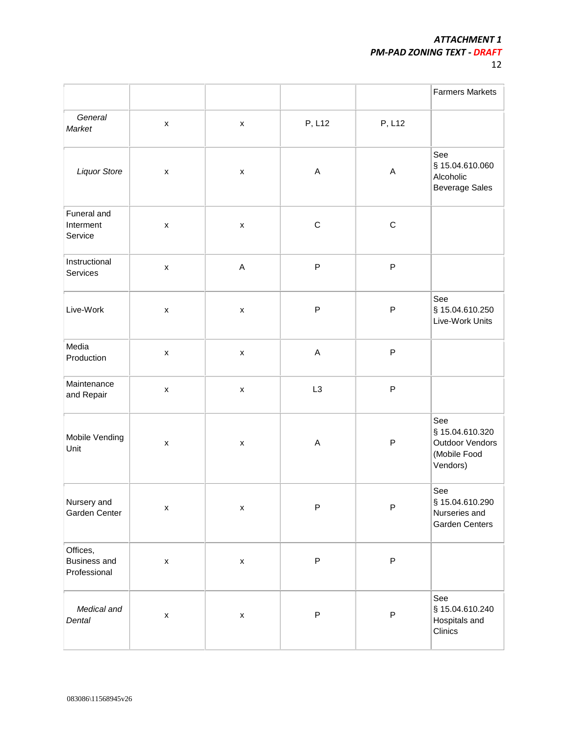| | | | | | |
|---|---|---|---|---|---|
| | | | | | Farmers Markets |
| *General Market* | x | x | P, L12 | P, L12 | |
| *Liquor Store* | x | x | A | A | See § 15.04.610.060 Alcoholic Beverage Sales |
| Funeral and Interment Service | x | x | C | C | |
| Instructional Services | x | A | P | P | |
| Live-Work | x | x | P | P | See § 15.04.610.250 Live-Work Units |
| Media Production | x | x | A | P | |
| Maintenance and Repair | x | x | L3 | P | |
| Mobile Vending Unit | x | x | A | P | See § 15.04.610.320 Outdoor Vendors (Mobile Food Vendors) |
| Nursery and Garden Center | x | x | P | P | See § 15.04.610.290 Nurseries and Garden Centers |
| Offices, Business and Professional | x | x | P | P | |
| *Medical and Dental* | x | x | P | P | See § 15.04.610.240 Hospitals and Clinics |

083086\11568945v26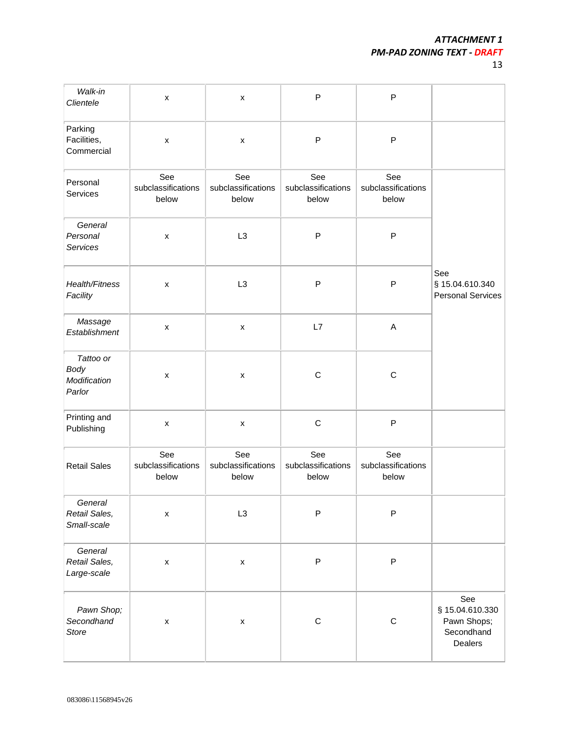| | | | | | |
|---|---|---|---|---|---|
| *Walk-in Clientele* | x | x | P | P | |
| Parking Facilities, Commercial | x | x | P | P | |
| Personal Services | See subclassifications below | See subclassifications below | See subclassifications below | See subclassifications below | See § 15.04.610.340 Personal Services |
| *General Personal Services* | x | L3 | P | P | |
| *Health/Fitness Facility* | x | L3 | P | P | |
| *Massage Establishment* | x | x | L7 | A | |
| *Tattoo or Body Modification Parlor* | x | x | C | C | |
| Printing and Publishing | x | x | C | P | |
| Retail Sales | See subclassifications below | See subclassifications below | See subclassifications below | See subclassifications below | |
| *General Retail Sales, Small-scale* | x | L3 | P | P | |
| *General Retail Sales, Large-scale* | x | x | P | P | |
| *Pawn Shop; Secondhand Store* | x | x | C | C | See § 15.04.610.330 Pawn Shops; Secondhand Dealers |

083086\11568945v26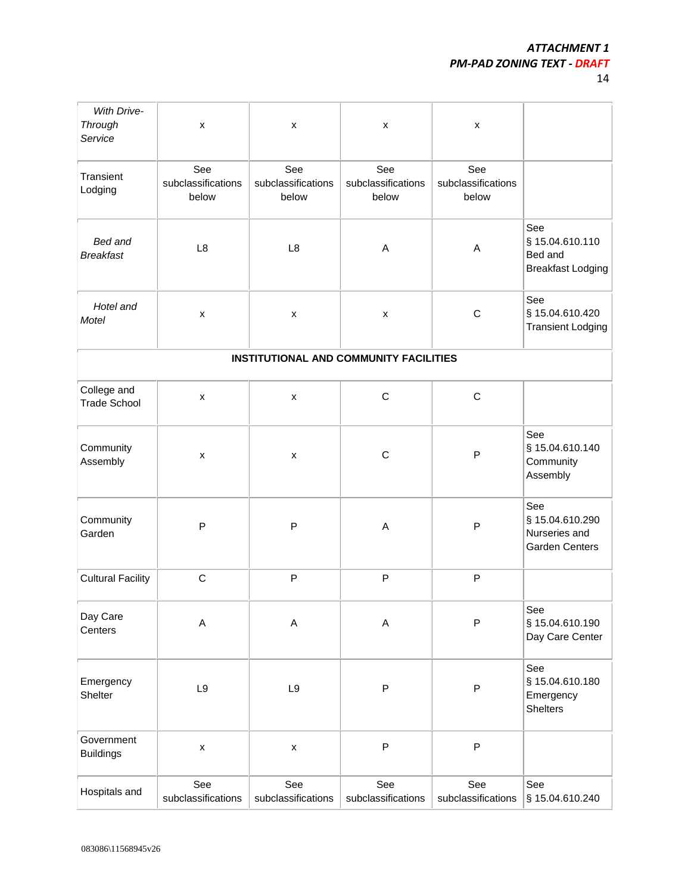| | | | | | |
|---|---|---|---|---|---|
| *With Drive-Through Service* | x | x | x | x | |
| Transient Lodging | See subclassifications below | See subclassifications below | See subclassifications below | See subclassifications below | |
| *Bed and Breakfast* | L8 | L8 | A | A | See § 15.04.610.110 Bed and Breakfast Lodging |
| *Hotel and Motel* | x | x | x | C | See § 15.04.610.420 Transient Lodging |
| **INSTITUTIONAL AND COMMUNITY FACILITIES** | | | | | |
| College and Trade School | x | x | C | C | |
| Community Assembly | x | x | C | P | See § 15.04.610.140 Community Assembly |
| Community Garden | P | P | A | P | See § 15.04.610.290 Nurseries and Garden Centers |
| Cultural Facility | C | P | P | P | |
| Day Care Centers | A | A | A | P | See § 15.04.610.190 Day Care Center |
| Emergency Shelter | L9 | L9 | P | P | See § 15.04.610.180 Emergency Shelters |
| Government Buildings | x | x | P | P | |
| Hospitals and | See subclassifications | See subclassifications | See subclassifications | See subclassifications | See § 15.04.610.240 |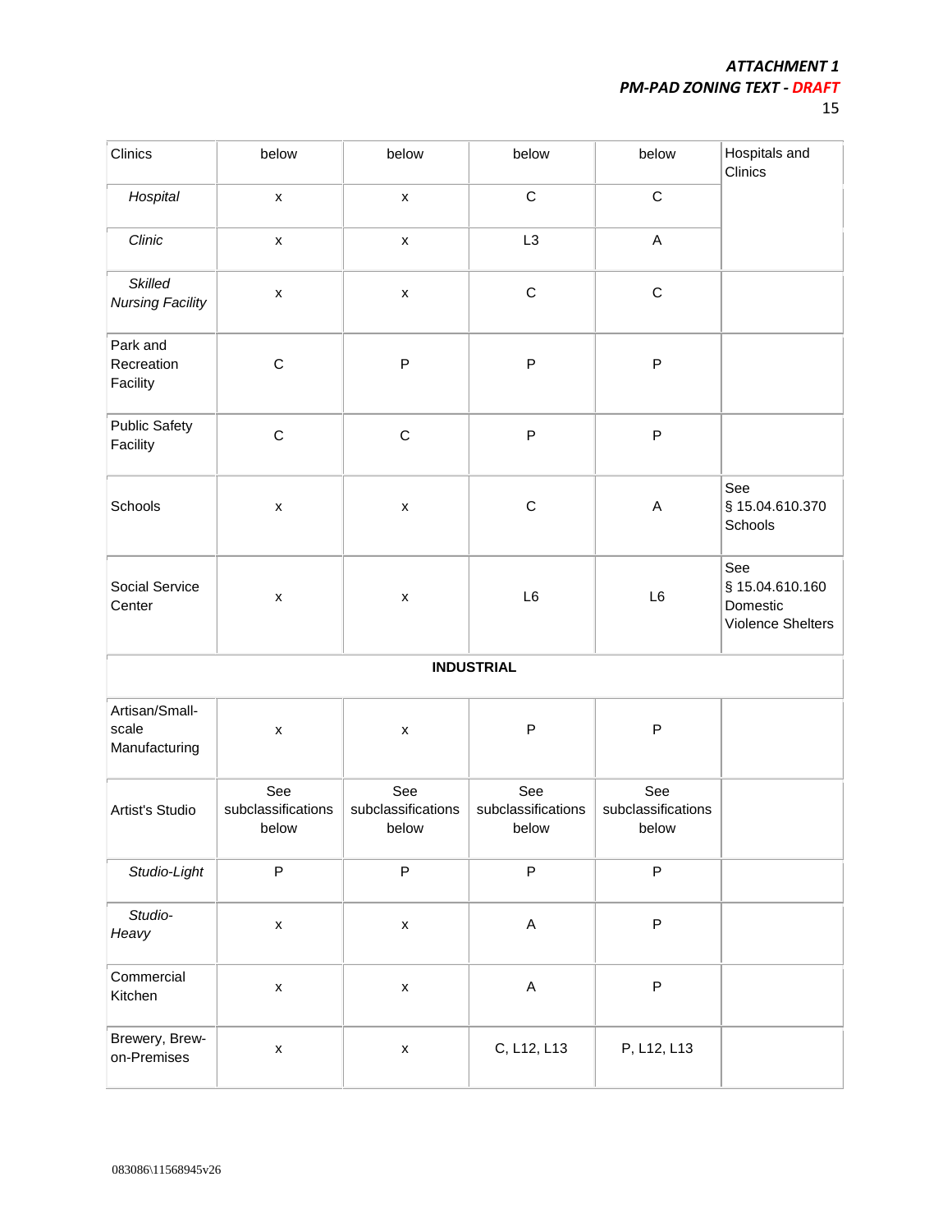| Clinics | below | below | below | below | Hospitals and Clinics |
|---|---|---|---|---|---|
| *Hospital* | x | x | C | C | |
| *Clinic* | x | x | L3 | A | |
| *Skilled Nursing Facility* | x | x | C | C | |
| Park and Recreation Facility | C | P | P | P | |
| Public Safety Facility | C | C | P | P | |
| Schools | x | x | C | A | See § 15.04.610.370 Schools |
| Social Service Center | x | x | L6 | L6 | See § 15.04.610.160 Domestic Violence Shelters |
| **INDUSTRIAL** | | | | | |
| Artisan/Small-scale Manufacturing | x | x | P | P | |
| Artist's Studio | See subclassifications below | See subclassifications below | See subclassifications below | See subclassifications below | |
| *Studio-Light* | P | P | P | P | |
| *Studio-Heavy* | x | x | A | P | |
| Commercial Kitchen | x | x | A | P | |
| Brewery, Brew-on-Premises | x | x | C, L12, L13 | P, L12, L13 | |

083086\11568945v26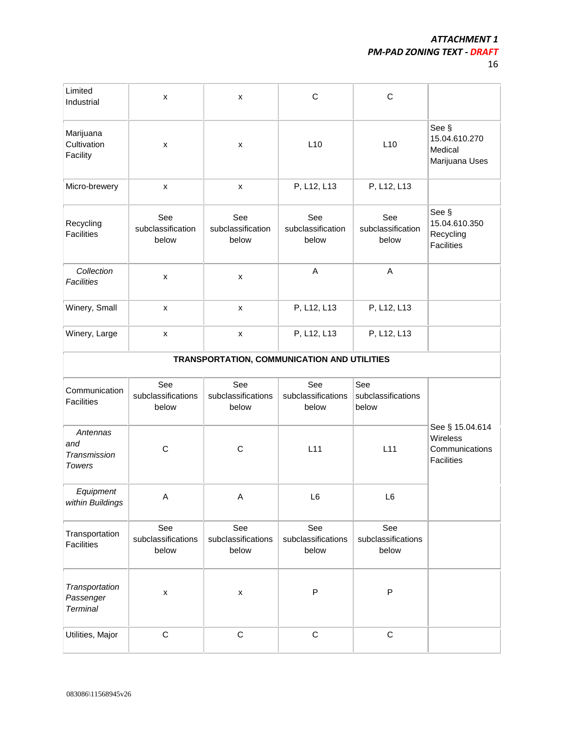| Limited Industrial | x | x | C | C | |
|---|---|---|---|---|---|
| Marijuana Cultivation Facility | x | x | L10 | L10 | See § 15.04.610.270 Medical Marijuana Uses |
| Micro-brewery | x | x | P, L12, L13 | P, L12, L13 | |
| Recycling Facilities | See subclassification below | See subclassification below | See subclassification below | See subclassification below | See § 15.04.610.350 Recycling Facilities |
| *Collection Facilities* | x | x | A | A | |
| Winery, Small | x | x | P, L12, L13 | P, L12, L13 | |
| Winery, Large | x | x | P, L12, L13 | P, L12, L13 | |
| **TRANSPORTATION, COMMUNICATION AND UTILITIES** | | | | | |
| Communication Facilities | See subclassifications below | See subclassifications below | See subclassifications below | See subclassifications below | See § 15.04.614 Wireless Communications Facilities |
| *Antennas and Transmission Towers* | C | C | L11 | L11 | |
| *Equipment within Buildings* | A | A | L6 | L6 | |
| Transportation Facilities | See subclassifications below | See subclassifications below | See subclassifications below | See subclassifications below | |
| *Transportation Passenger Terminal* | x | x | P | P | |
| Utilities, Major | C | C | C | C | |

083086\11568945v26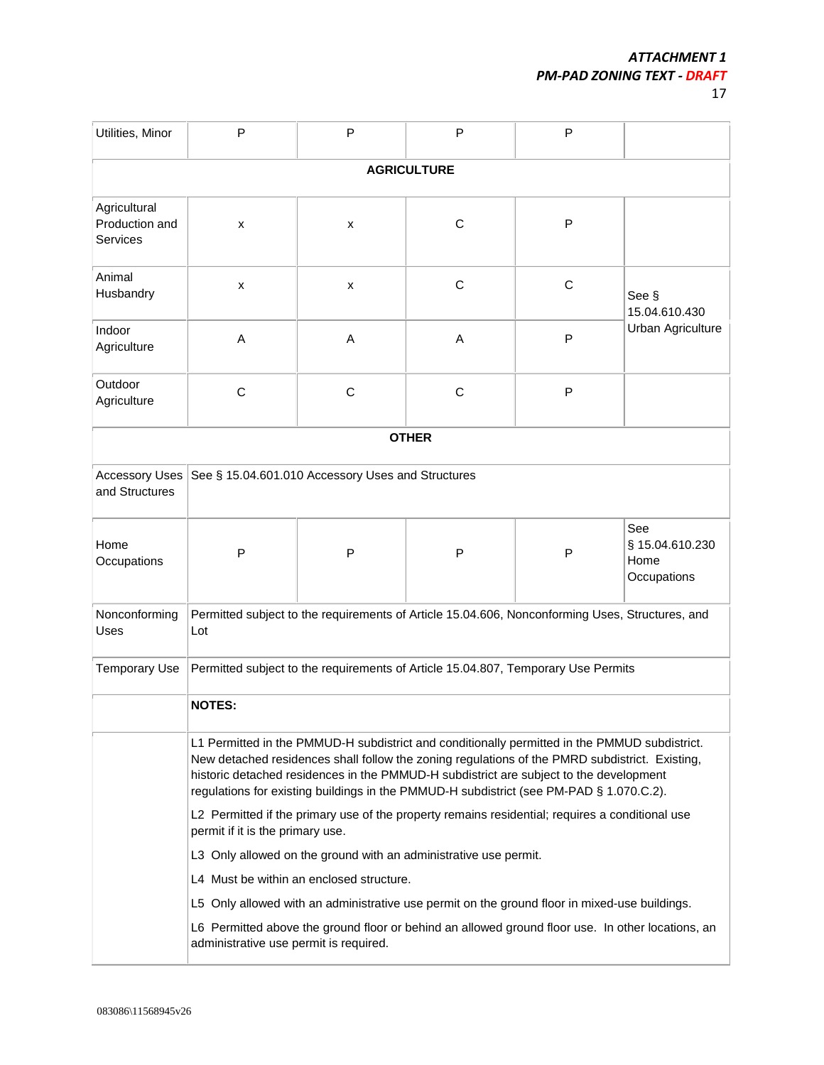| Utilities, Minor | P | P | P | P | |
|---|---|---|---|---|---|
| **AGRICULTURE** | | | | | |
| Agricultural Production and Services | x | x | C | P | |
| Animal Husbandry | x | x | C | C | See § 15.04.610.430 Urban Agriculture |
| Indoor Agriculture | A | A | A | P | |
| Outdoor Agriculture | C | C | C | P | |
| **OTHER** | | | | | |
| Accessory Uses and Structures | See § 15.04.601.010 Accessory Uses and Structures | | | | |
| Home Occupations | P | P | P | P | See § 15.04.610.230 Home Occupations |
| Nonconforming Uses | Permitted subject to the requirements of Article 15.04.606, Nonconforming Uses, Structures, and Lot | | | | |
| Temporary Use | Permitted subject to the requirements of Article 15.04.807, Temporary Use Permits | | | | |
| | **NOTES:** | | | | |
| | L1 Permitted in the PMMUD-H subdistrict and conditionally permitted in the PMMUD subdistrict. New detached residences shall follow the zoning regulations of the PMRD subdistrict. Existing, historic detached residences in the PMMUD-H subdistrict are subject to the development regulations for existing buildings in the PMMUD-H subdistrict (see PM-PAD § 1.070.C.2).<br>L2 Permitted if the primary use of the property remains residential; requires a conditional use permit if it is the primary use.<br>L3 Only allowed on the ground with an administrative use permit.<br>L4 Must be within an enclosed structure.<br>L5 Only allowed with an administrative use permit on the ground floor in mixed-use buildings.<br>L6 Permitted above the ground floor or behind an allowed ground floor use. In other locations, an administrative use permit is required. | | | | |

083086\11568945v26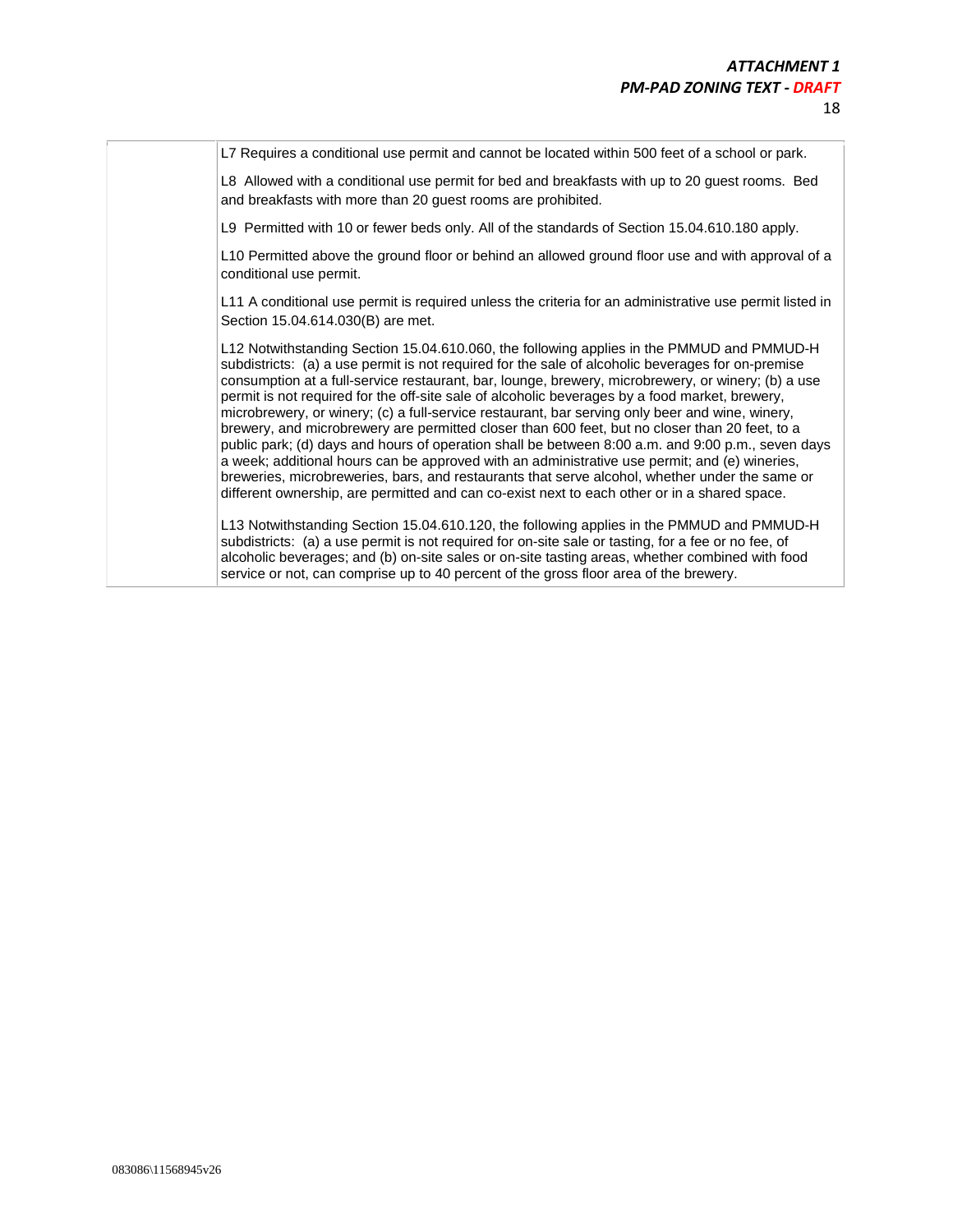|  |  |
|---|---|
|  | L7 Requires a conditional use permit and cannot be located within 500 feet of a school or park. |
|  | L8 Allowed with a conditional use permit for bed and breakfasts with up to 20 guest rooms. Bed and breakfasts with more than 20 guest rooms are prohibited. |
|  | L9 Permitted with 10 or fewer beds only. All of the standards of Section 15.04.610.180 apply. |
|  | L10 Permitted above the ground floor or behind an allowed ground floor use and with approval of a conditional use permit. |
|  | L11 A conditional use permit is required unless the criteria for an administrative use permit listed in Section 15.04.614.030(B) are met. |
|  | L12 Notwithstanding Section 15.04.610.060, the following applies in the PMMUD and PMMUD-H subdistricts: (a) a use permit is not required for the sale of alcoholic beverages for on-premise consumption at a full-service restaurant, bar, lounge, brewery, microbrewery, or winery; (b) a use permit is not required for the off-site sale of alcoholic beverages by a food market, brewery, microbrewery, or winery; (c) a full-service restaurant, bar serving only beer and wine, winery, brewery, and microbrewery are permitted closer than 600 feet, but no closer than 20 feet, to a public park; (d) days and hours of operation shall be between 8:00 a.m. and 9:00 p.m., seven days a week; additional hours can be approved with an administrative use permit; and (e) wineries, breweries, microbreweries, bars, and restaurants that serve alcohol, whether under the same or different ownership, are permitted and can co-exist next to each other or in a shared space. |
|  | L13 Notwithstanding Section 15.04.610.120, the following applies in the PMMUD and PMMUD-H subdistricts: (a) a use permit is not required for on-site sale or tasting, for a fee or no fee, of alcoholic beverages; and (b) on-site sales or on-site tasting areas, whether combined with food service or not, can comprise up to 40 percent of the gross floor area of the brewery. |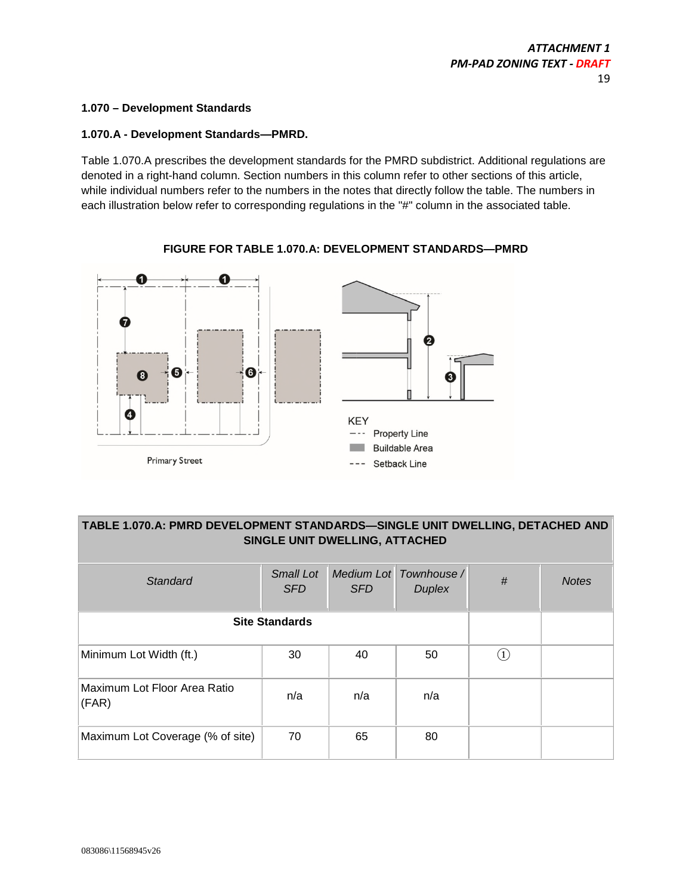### 1.070 – Development Standards

### 1.070.A - Development Standards—PMRD.

Table 1.070.A prescribes the development standards for the PMRD subdistrict. Additional regulations are denoted in a right-hand column. Section numbers in this column refer to other sections of this article, while individual numbers refer to the numbers in the notes that directly follow the table. The numbers in each illustration below refer to corresponding regulations in the "#" column in the associated table.

**FIGURE FOR TABLE 1.070.A: DEVELOPMENT STANDARDS—PMRD**

KEY
- Property Line
- Buildable Area
- Setback Line

Primary Street

| TABLE 1.070.A: PMRD DEVELOPMENT STANDARDS—SINGLE UNIT DWELLING, DETACHED AND SINGLE UNIT DWELLING, ATTACHED | | | | | |
|---|---|---|---|---|---|
| *Standard* | *Small Lot SFD* | *Medium Lot SFD* | *Townhouse / Duplex* | *#* | *Notes* |
| **Site Standards** | | | | | |
| Minimum Lot Width (ft.) | 30 | 40 | 50 | ① | |
| Maximum Lot Floor Area Ratio (FAR) | n/a | n/a | n/a | | |
| Maximum Lot Coverage (% of site) | 70 | 65 | 80 | | |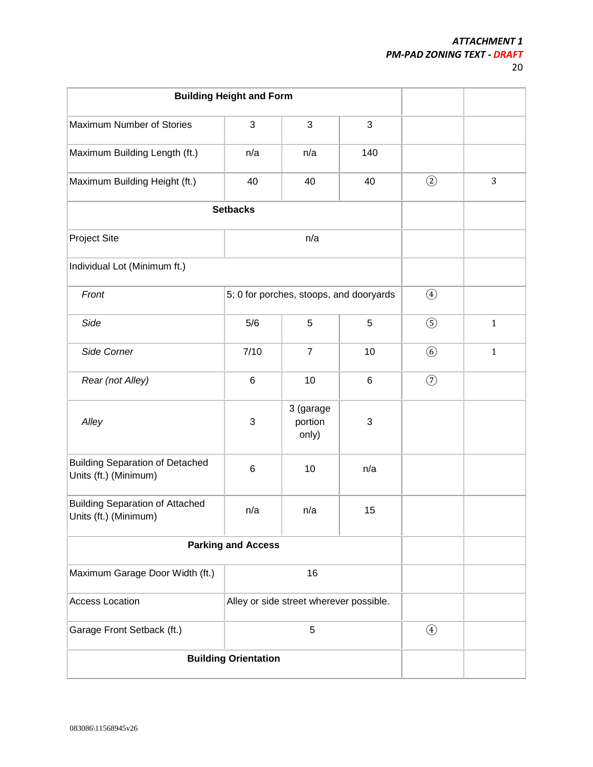| Building Height and Form | | | | | |
|---|---|---|---|---|---|
| Maximum Number of Stories | 3 | 3 | 3 | | |
| Maximum Building Length (ft.) | n/a | n/a | 140 | | |
| Maximum Building Height (ft.) | 40 | 40 | 40 | ② | 3 |
| **Setbacks** | | | | | |
| Project Site | n/a | | | | |
| Individual Lot (Minimum ft.) | | | | | |
| *Front* | 5; 0 for porches, stoops, and dooryards | | | ④ | |
| *Side* | 5/6 | 5 | 5 | ⑤ | 1 |
| *Side Corner* | 7/10 | 7 | 10 | ⑥ | 1 |
| *Rear (not Alley)* | 6 | 10 | 6 | ⑦ | |
| *Alley* | 3 | 3 (garage portion only) | 3 | | |
| Building Separation of Detached Units (ft.) (Minimum) | 6 | 10 | n/a | | |
| Building Separation of Attached Units (ft.) (Minimum) | n/a | n/a | 15 | | |
| **Parking and Access** | | | | | |
| Maximum Garage Door Width (ft.) | 16 | | | | |
| Access Location | Alley or side street wherever possible. | | | | |
| Garage Front Setback (ft.) | 5 | | | ④ | |
| **Building Orientation** | | | | | |

083086\11568945v26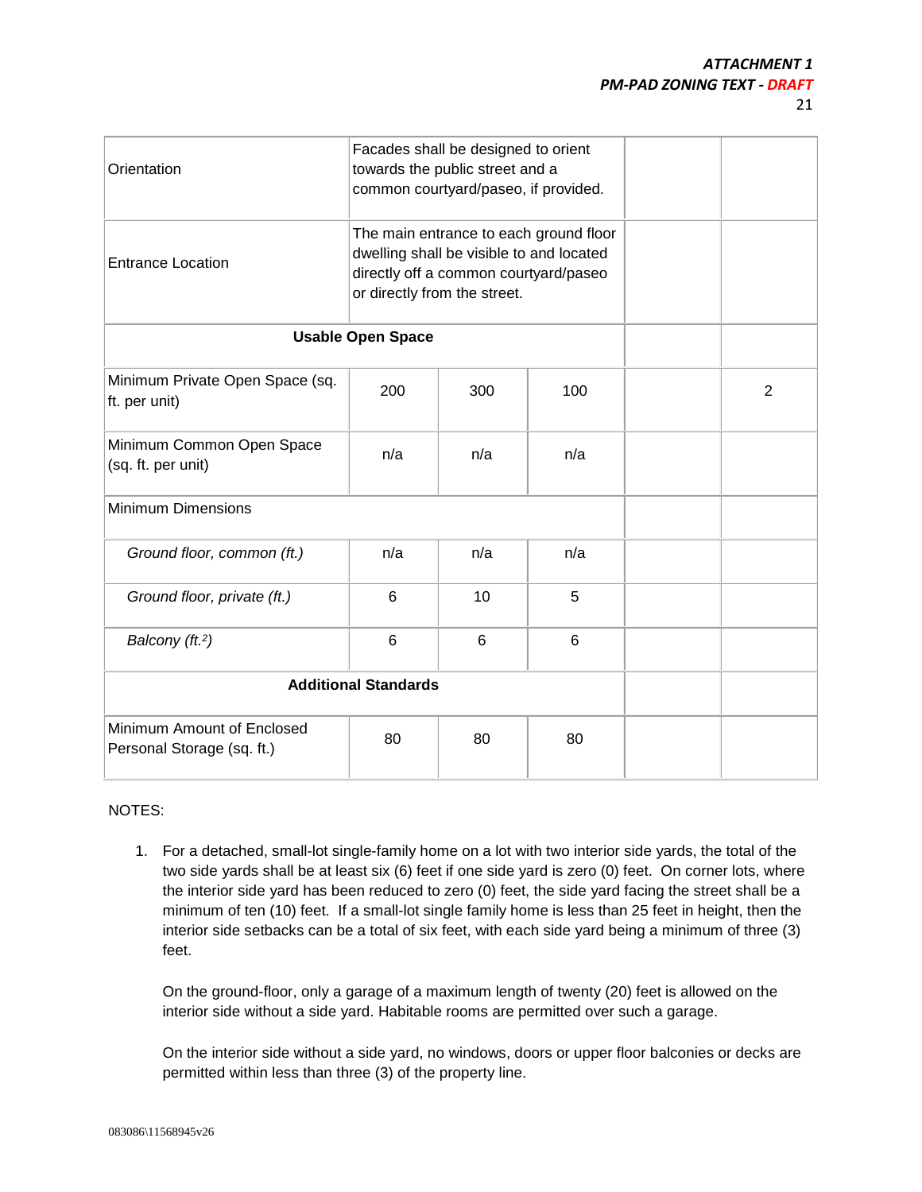| | | | | | |
|---|---|---|---|---|---|
| Orientation | Facades shall be designed to orient towards the public street and a common courtyard/paseo, if provided. | | | | |
| Entrance Location | The main entrance to each ground floor dwelling shall be visible to and located directly off a common courtyard/paseo or directly from the street. | | | | |
| **Usable Open Space** | | | | | |
| Minimum Private Open Space (sq. ft. per unit) | 200 | 300 | 100 | | 2 |
| Minimum Common Open Space (sq. ft. per unit) | n/a | n/a | n/a | | |
| Minimum Dimensions | | | | | |
| *Ground floor, common (ft.)* | n/a | n/a | n/a | | |
| *Ground floor, private (ft.)* | 6 | 10 | 5 | | |
| *Balcony (ft.$^2$)* | 6 | 6 | 6 | | |
| **Additional Standards** | | | | | |
| Minimum Amount of Enclosed Personal Storage (sq. ft.) | 80 | 80 | 80 | | |

NOTES:

1. For a detached, small-lot single-family home on a lot with two interior side yards, the total of the two side yards shall be at least six (6) feet if one side yard is zero (0) feet. On corner lots, where the interior side yard has been reduced to zero (0) feet, the side yard facing the street shall be a minimum of ten (10) feet. If a small-lot single family home is less than 25 feet in height, then the interior side setbacks can be a total of six feet, with each side yard being a minimum of three (3) feet.

   On the ground-floor, only a garage of a maximum length of twenty (20) feet is allowed on the interior side without a side yard. Habitable rooms are permitted over such a garage.

   On the interior side without a side yard, no windows, doors or upper floor balconies or decks are permitted within less than three (3) of the property line.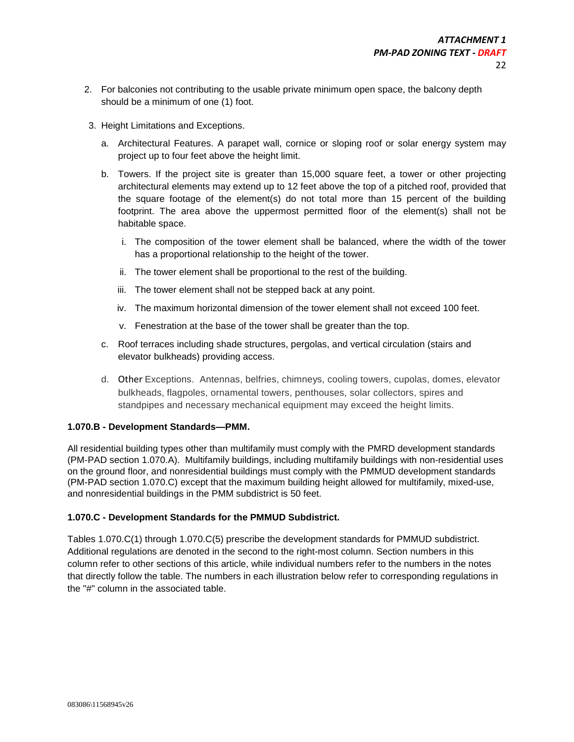2. For balconies not contributing to the usable private minimum open space, the balcony depth should be a minimum of one (1) foot.

3. Height Limitations and Exceptions.

   a. Architectural Features. A parapet wall, cornice or sloping roof or solar energy system may project up to four feet above the height limit.

   b. Towers. If the project site is greater than 15,000 square feet, a tower or other projecting architectural elements may extend up to 12 feet above the top of a pitched roof, provided that the square footage of the element(s) do not total more than 15 percent of the building footprint. The area above the uppermost permitted floor of the element(s) shall not be habitable space.

      i. The composition of the tower element shall be balanced, where the width of the tower has a proportional relationship to the height of the tower.

      ii. The tower element shall be proportional to the rest of the building.

      iii. The tower element shall not be stepped back at any point.

      iv. The maximum horizontal dimension of the tower element shall not exceed 100 feet.

      v. Fenestration at the base of the tower shall be greater than the top.

   c. Roof terraces including shade structures, pergolas, and vertical circulation (stairs and elevator bulkheads) providing access.

   d. Other Exceptions. Antennas, belfries, chimneys, cooling towers, cupolas, domes, elevator bulkheads, flagpoles, ornamental towers, penthouses, solar collectors, spires and standpipes and necessary mechanical equipment may exceed the height limits.

**1.070.B - Development Standards—PMM.**

All residential building types other than multifamily must comply with the PMRD development standards (PM-PAD section 1.070.A). Multifamily buildings, including multifamily buildings with non-residential uses on the ground floor, and nonresidential buildings must comply with the PMMUD development standards (PM-PAD section 1.070.C) except that the maximum building height allowed for multifamily, mixed-use, and nonresidential buildings in the PMM subdistrict is 50 feet.

**1.070.C - Development Standards for the PMMUD Subdistrict.**

Tables 1.070.C(1) through 1.070.C(5) prescribe the development standards for PMMUD subdistrict. Additional regulations are denoted in the second to the right-most column. Section numbers in this column refer to other sections of this article, while individual numbers refer to the numbers in the notes that directly follow the table. The numbers in each illustration below refer to corresponding regulations in the "#" column in the associated table.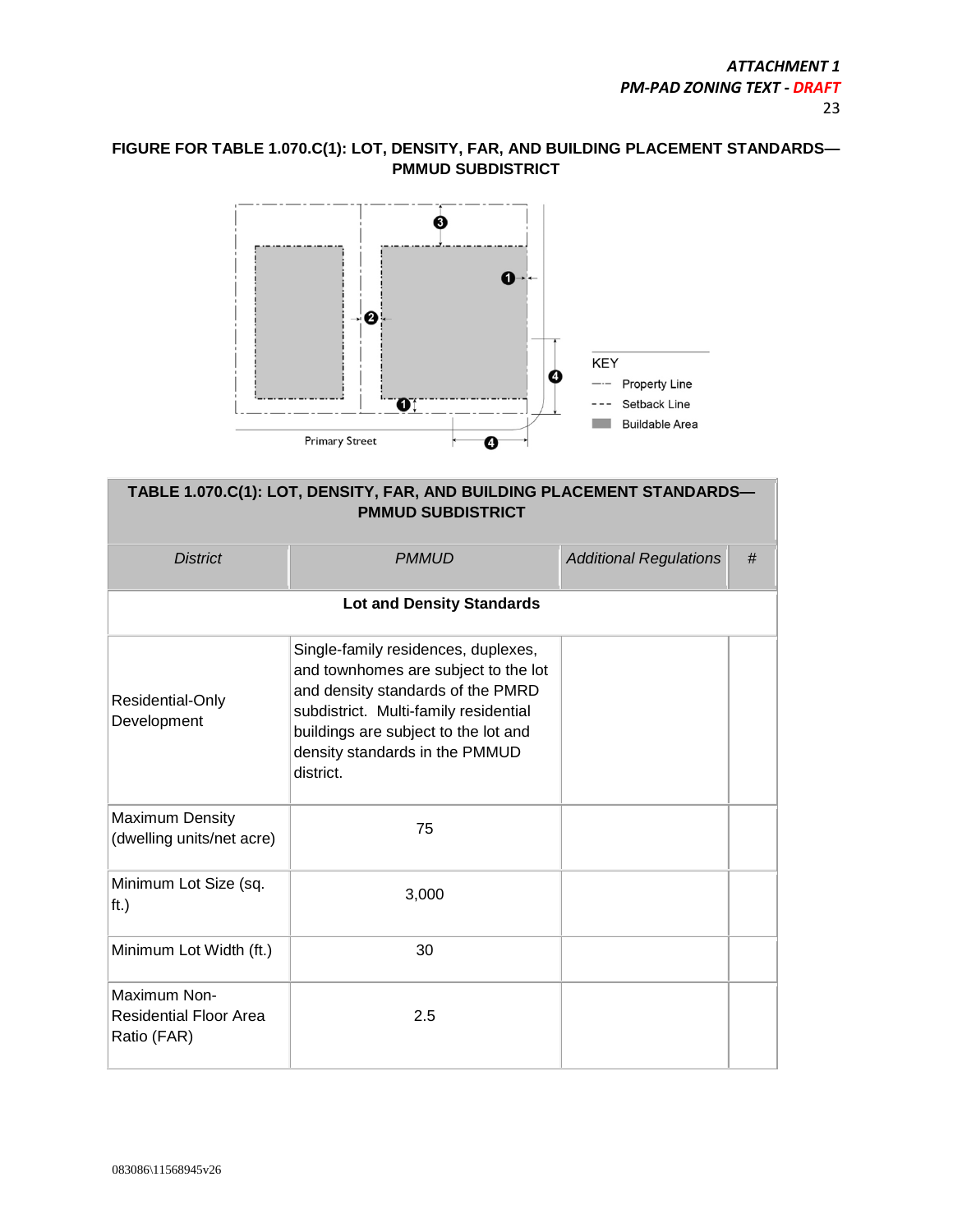**FIGURE FOR TABLE 1.070.C(1): LOT, DENSITY, FAR, AND BUILDING PLACEMENT STANDARDS—PMMUD SUBDISTRICT**

KEY
- Property Line
- Setback Line
- Buildable Area

Primary Street

| TABLE 1.070.C(1): LOT, DENSITY, FAR, AND BUILDING PLACEMENT STANDARDS—PMMUD SUBDISTRICT | | | |
|---|---|---|---|
| *District* | *PMMUD* | *Additional Regulations* | *#* |
| **Lot and Density Standards** | | | |
| Residential-Only Development | Single-family residences, duplexes, and townhomes are subject to the lot and density standards of the PMRD subdistrict. Multi-family residential buildings are subject to the lot and density standards in the PMMUD district. | | |
| Maximum Density (dwelling units/net acre) | 75 | | |
| Minimum Lot Size (sq. ft.) | 3,000 | | |
| Minimum Lot Width (ft.) | 30 | | |
| Maximum Non-Residential Floor Area Ratio (FAR) | 2.5 | | |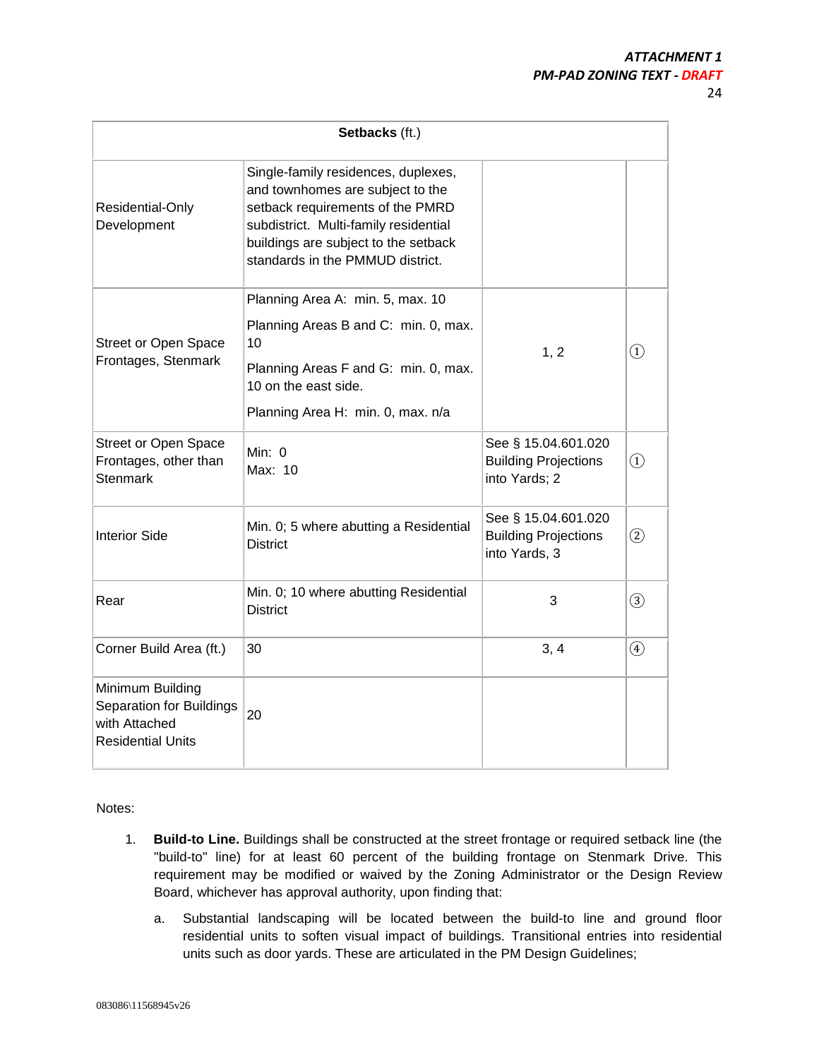| **Setbacks** (ft.) | | | |
|---|---|---|---|
| Residential-Only Development | Single-family residences, duplexes, and townhomes are subject to the setback requirements of the PMRD subdistrict. Multi-family residential buildings are subject to the setback standards in the PMMUD district. | | |
| Street or Open Space Frontages, Stenmark | Planning Area A: min. 5, max. 10<br>Planning Areas B and C: min. 0, max. 10<br>Planning Areas F and G: min. 0, max. 10 on the east side.<br>Planning Area H: min. 0, max. n/a | 1, 2 | ① |
| Street or Open Space Frontages, other than Stenmark | Min: 0<br>Max: 10 | See § 15.04.601.020 Building Projections into Yards; 2 | ① |
| Interior Side | Min. 0; 5 where abutting a Residential District | See § 15.04.601.020 Building Projections into Yards, 3 | ② |
| Rear | Min. 0; 10 where abutting Residential District | 3 | ③ |
| Corner Build Area (ft.) | 30 | 3, 4 | ④ |
| Minimum Building Separation for Buildings with Attached Residential Units | 20 | | |

Notes:

1. **Build-to Line.** Buildings shall be constructed at the street frontage or required setback line (the "build-to" line) for at least 60 percent of the building frontage on Stenmark Drive. This requirement may be modified or waived by the Zoning Administrator or the Design Review Board, whichever has approval authority, upon finding that:

   a. Substantial landscaping will be located between the build-to line and ground floor residential units to soften visual impact of buildings. Transitional entries into residential units such as door yards. These are articulated in the PM Design Guidelines;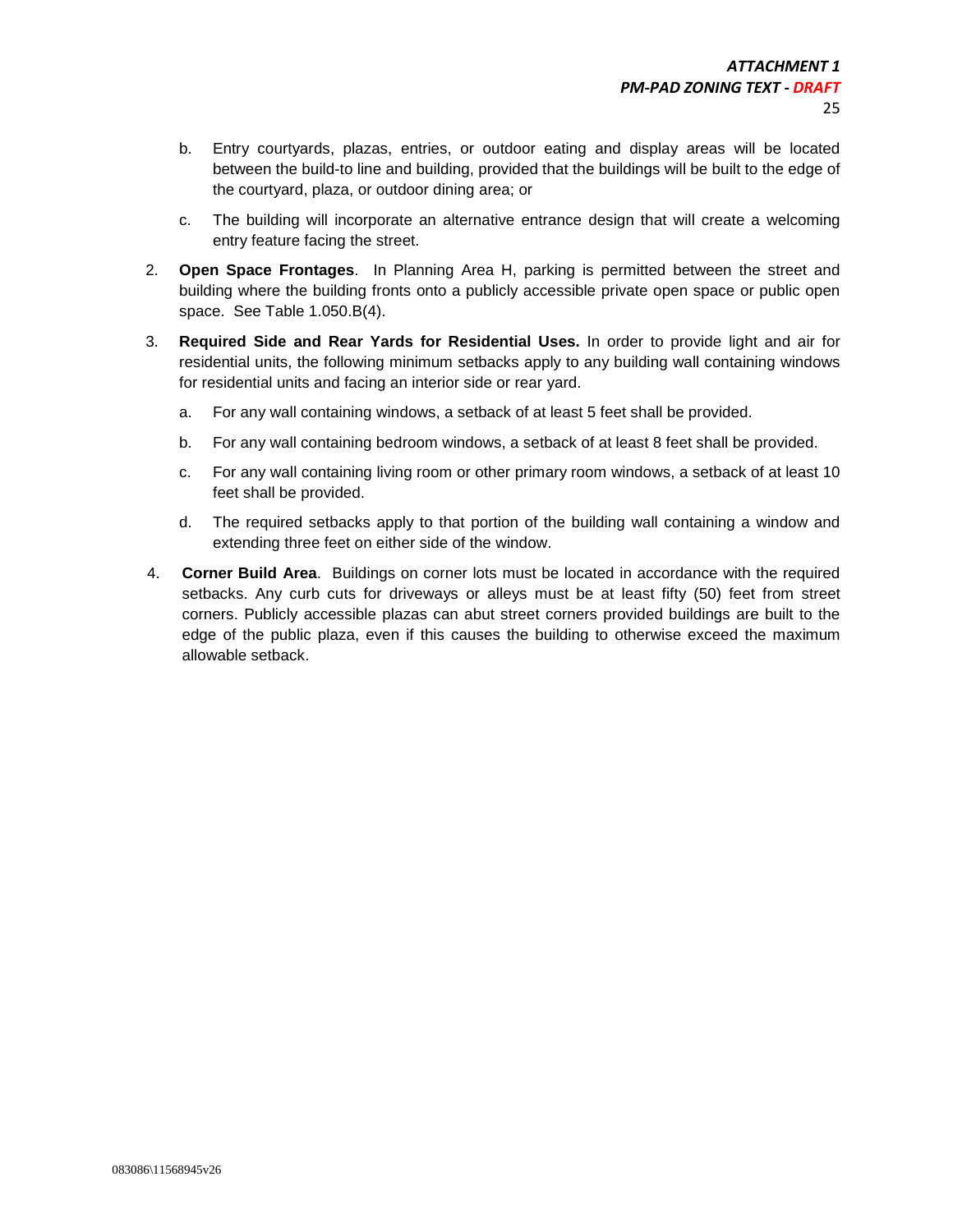b. Entry courtyards, plazas, entries, or outdoor eating and display areas will be located between the build-to line and building, provided that the buildings will be built to the edge of the courtyard, plaza, or outdoor dining area; or

c. The building will incorporate an alternative entrance design that will create a welcoming entry feature facing the street.

2. **Open Space Frontages**. In Planning Area H, parking is permitted between the street and building where the building fronts onto a publicly accessible private open space or public open space. See Table 1.050.B(4).

3. **Required Side and Rear Yards for Residential Uses.** In order to provide light and air for residential units, the following minimum setbacks apply to any building wall containing windows for residential units and facing an interior side or rear yard.

   a. For any wall containing windows, a setback of at least 5 feet shall be provided.

   b. For any wall containing bedroom windows, a setback of at least 8 feet shall be provided.

   c. For any wall containing living room or other primary room windows, a setback of at least 10 feet shall be provided.

   d. The required setbacks apply to that portion of the building wall containing a window and extending three feet on either side of the window.

4. **Corner Build Area**. Buildings on corner lots must be located in accordance with the required setbacks. Any curb cuts for driveways or alleys must be at least fifty (50) feet from street corners. Publicly accessible plazas can abut street corners provided buildings are built to the edge of the public plaza, even if this causes the building to otherwise exceed the maximum allowable setback.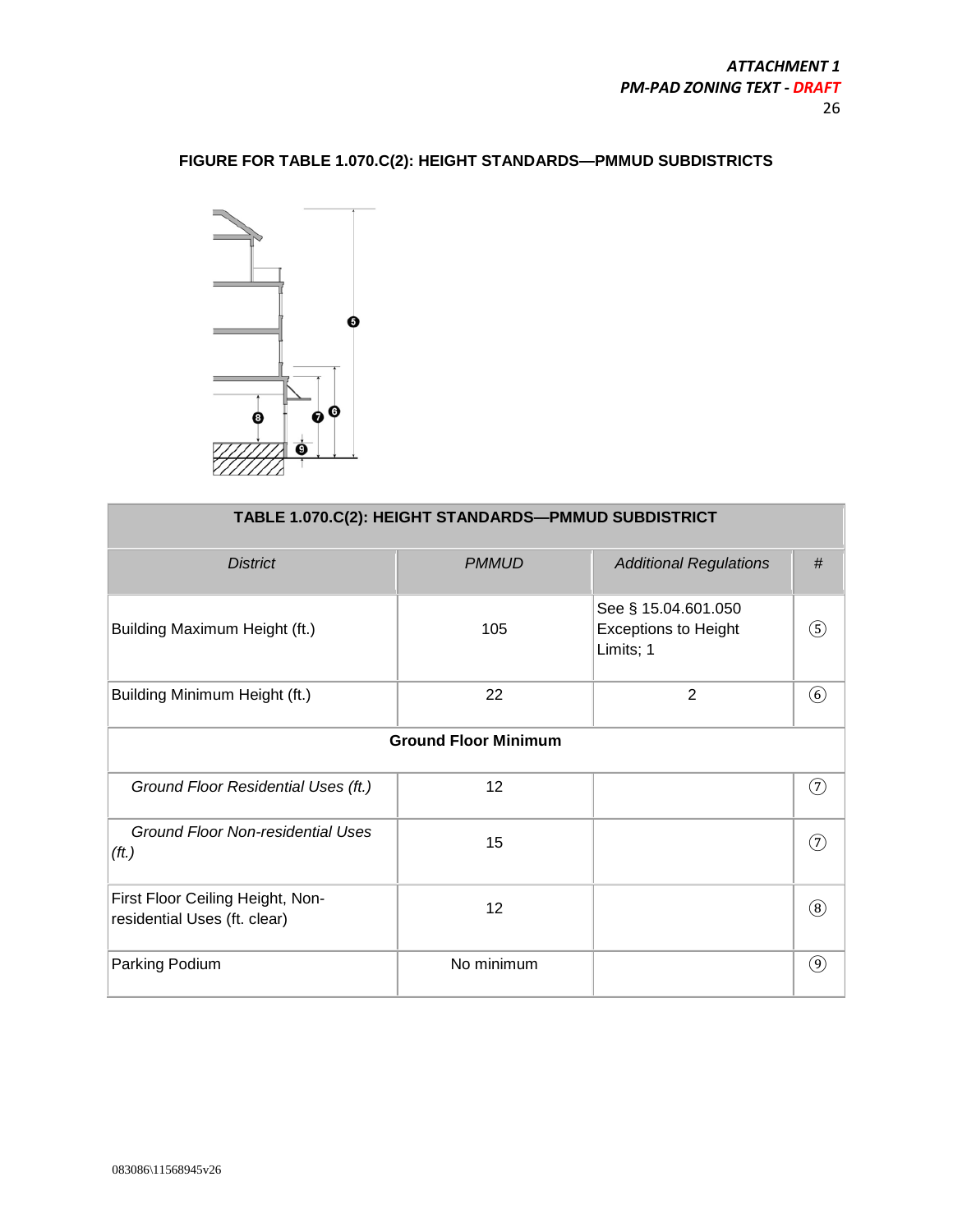**FIGURE FOR TABLE 1.070.C(2): HEIGHT STANDARDS—PMMUD SUBDISTRICTS**

| TABLE 1.070.C(2): HEIGHT STANDARDS—PMMUD SUBDISTRICT | | | |
|---|---|---|---|
| *District* | *PMMUD* | *Additional Regulations* | *#* |
| Building Maximum Height (ft.) | 105 | See § 15.04.601.050 Exceptions to Height Limits; 1 | ⑤ |
| Building Minimum Height (ft.) | 22 | 2 | ⑥ |
| **Ground Floor Minimum** | | | |
| *Ground Floor Residential Uses (ft.)* | 12 | | ⑦ |
| *Ground Floor Non-residential Uses (ft.)* | 15 | | ⑦ |
| First Floor Ceiling Height, Non-residential Uses (ft. clear) | 12 | | ⑧ |
| Parking Podium | No minimum | | ⑨ |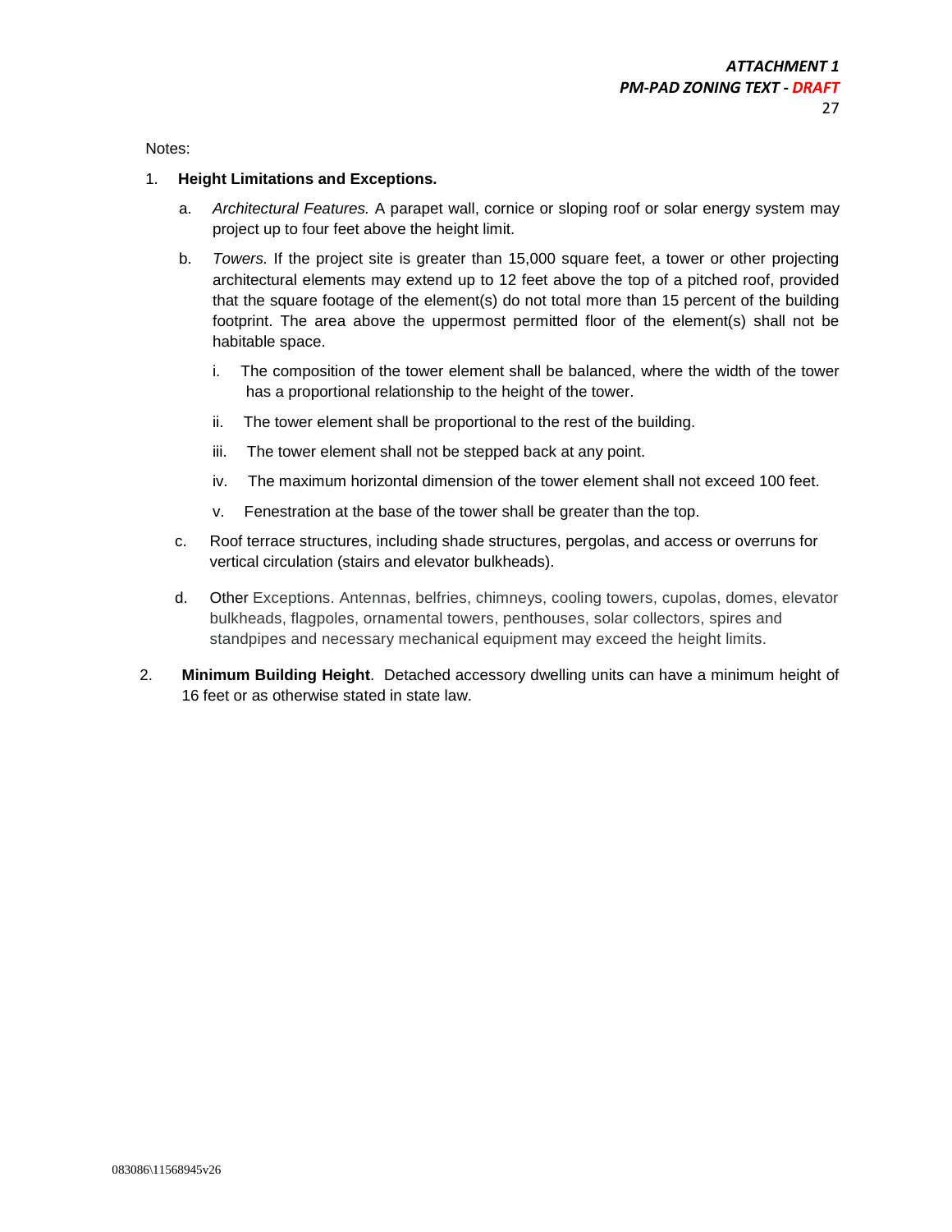Notes:

1. **Height Limitations and Exceptions.**

   a. *Architectural Features.* A parapet wall, cornice or sloping roof or solar energy system may project up to four feet above the height limit.

   b. *Towers.* If the project site is greater than 15,000 square feet, a tower or other projecting architectural elements may extend up to 12 feet above the top of a pitched roof, provided that the square footage of the element(s) do not total more than 15 percent of the building footprint. The area above the uppermost permitted floor of the element(s) shall not be habitable space.

      i. The composition of the tower element shall be balanced, where the width of the tower has a proportional relationship to the height of the tower.

      ii. The tower element shall be proportional to the rest of the building.

      iii. The tower element shall not be stepped back at any point.

      iv. The maximum horizontal dimension of the tower element shall not exceed 100 feet.

      v. Fenestration at the base of the tower shall be greater than the top.

   c. Roof terrace structures, including shade structures, pergolas, and access or overruns for vertical circulation (stairs and elevator bulkheads).

   d. Other Exceptions. Antennas, belfries, chimneys, cooling towers, cupolas, domes, elevator bulkheads, flagpoles, ornamental towers, penthouses, solar collectors, spires and standpipes and necessary mechanical equipment may exceed the height limits.

2. **Minimum Building Height**. Detached accessory dwelling units can have a minimum height of 16 feet or as otherwise stated in state law.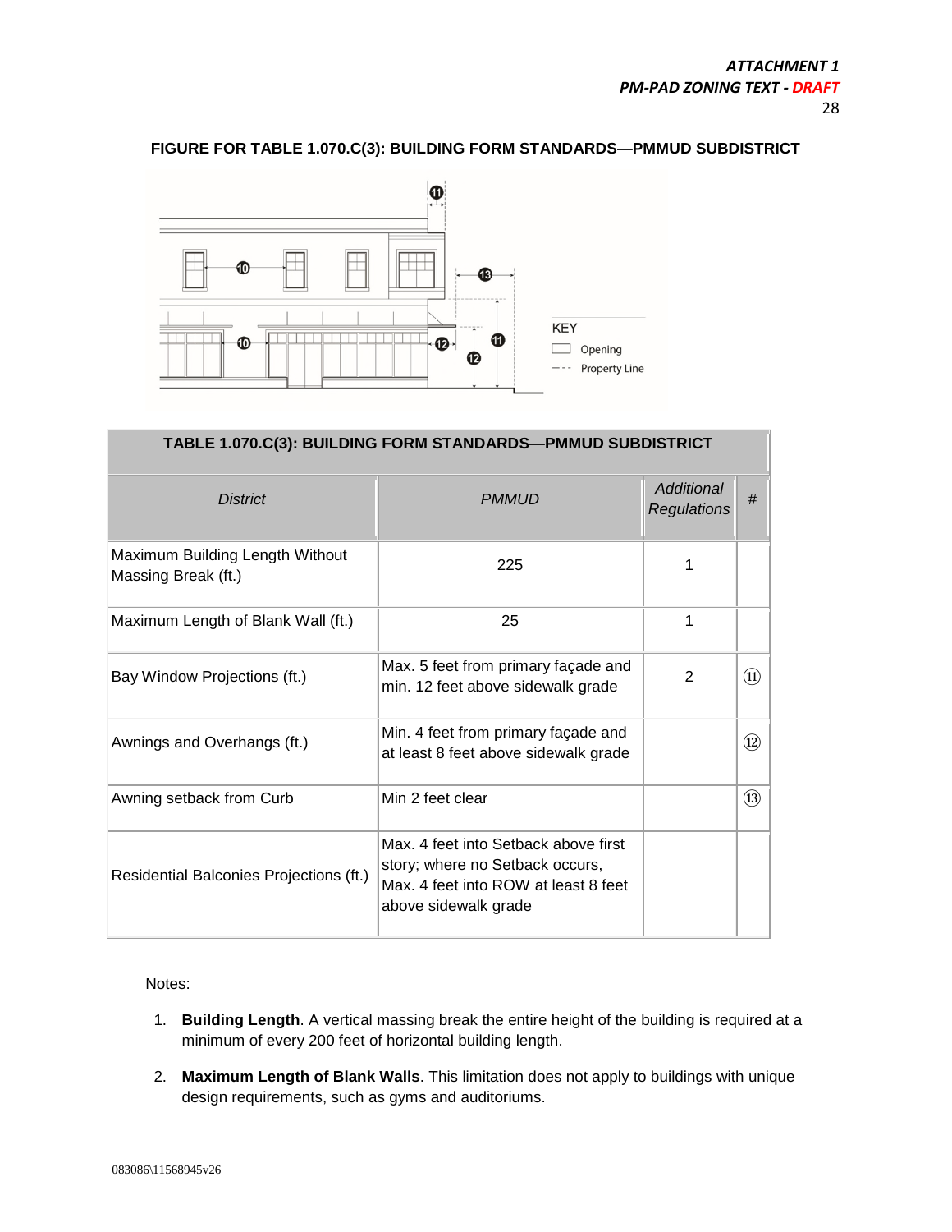**FIGURE FOR TABLE 1.070.C(3): BUILDING FORM STANDARDS—PMMUD SUBDISTRICT**

| TABLE 1.070.C(3): BUILDING FORM STANDARDS—PMMUD SUBDISTRICT | | | |
|---|---|---|---|
| *District* | *PMMUD* | *Additional Regulations* | *#* |
| Maximum Building Length Without Massing Break (ft.) | 225 | 1 | |
| Maximum Length of Blank Wall (ft.) | 25 | 1 | |
| Bay Window Projections (ft.) | Max. 5 feet from primary façade and min. 12 feet above sidewalk grade | 2 | ⑪ |
| Awnings and Overhangs (ft.) | Min. 4 feet from primary façade and at least 8 feet above sidewalk grade | | ⑫ |
| Awning setback from Curb | Min 2 feet clear | | ⑬ |
| Residential Balconies Projections (ft.) | Max. 4 feet into Setback above first story; where no Setback occurs, Max. 4 feet into ROW at least 8 feet above sidewalk grade | | |

Notes:

1. **Building Length**. A vertical massing break the entire height of the building is required at a minimum of every 200 feet of horizontal building length.
2. **Maximum Length of Blank Walls**. This limitation does not apply to buildings with unique design requirements, such as gyms and auditoriums.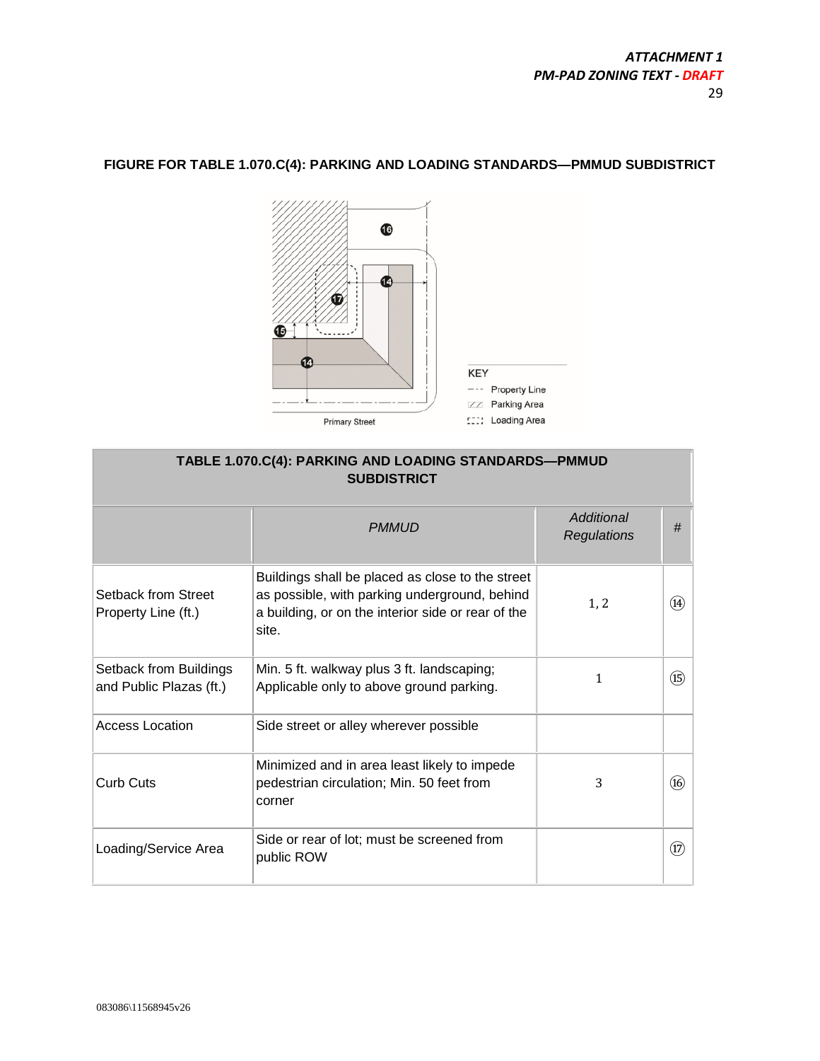**FIGURE FOR TABLE 1.070.C(4): PARKING AND LOADING STANDARDS—PMMUD SUBDISTRICT**

| TABLE 1.070.C(4): PARKING AND LOADING STANDARDS—PMMUD SUBDISTRICT | | | |
|---|---|---|---|
| | *PMMUD* | *Additional Regulations* | *#* |
| Setback from Street Property Line (ft.) | Buildings shall be placed as close to the street as possible, with parking underground, behind a building, or on the interior side or rear of the site. | 1, 2 | ⑭ |
| Setback from Buildings and Public Plazas (ft.) | Min. 5 ft. walkway plus 3 ft. landscaping; Applicable only to above ground parking. | 1 | ⑮ |
| Access Location | Side street or alley wherever possible | | |
| Curb Cuts | Minimized and in area least likely to impede pedestrian circulation; Min. 50 feet from corner | 3 | ⑯ |
| Loading/Service Area | Side or rear of lot; must be screened from public ROW | | ⑰ |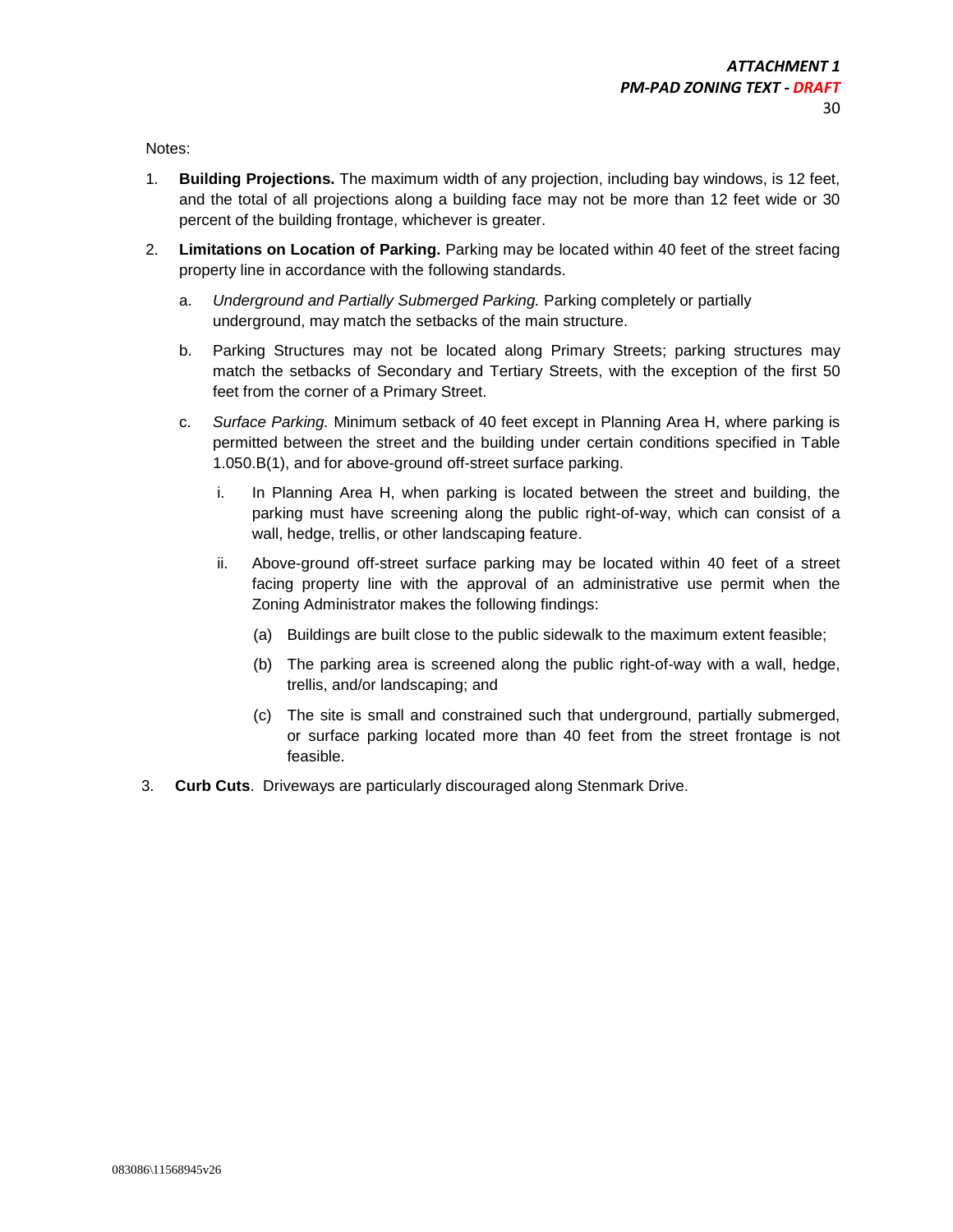Notes:

1. **Building Projections.** The maximum width of any projection, including bay windows, is 12 feet, and the total of all projections along a building face may not be more than 12 feet wide or 30 percent of the building frontage, whichever is greater.

2. **Limitations on Location of Parking.** Parking may be located within 40 feet of the street facing property line in accordance with the following standards.

   a. *Underground and Partially Submerged Parking.* Parking completely or partially underground, may match the setbacks of the main structure.

   b. Parking Structures may not be located along Primary Streets; parking structures may match the setbacks of Secondary and Tertiary Streets, with the exception of the first 50 feet from the corner of a Primary Street.

   c. *Surface Parking.* Minimum setback of 40 feet except in Planning Area H, where parking is permitted between the street and the building under certain conditions specified in Table 1.050.B(1), and for above-ground off-street surface parking.

      i. In Planning Area H, when parking is located between the street and building, the parking must have screening along the public right-of-way, which can consist of a wall, hedge, trellis, or other landscaping feature.

      ii. Above-ground off-street surface parking may be located within 40 feet of a street facing property line with the approval of an administrative use permit when the Zoning Administrator makes the following findings:

         (a) Buildings are built close to the public sidewalk to the maximum extent feasible;

         (b) The parking area is screened along the public right-of-way with a wall, hedge, trellis, and/or landscaping; and

         (c) The site is small and constrained such that underground, partially submerged, or surface parking located more than 40 feet from the street frontage is not feasible.

3. **Curb Cuts**. Driveways are particularly discouraged along Stenmark Drive.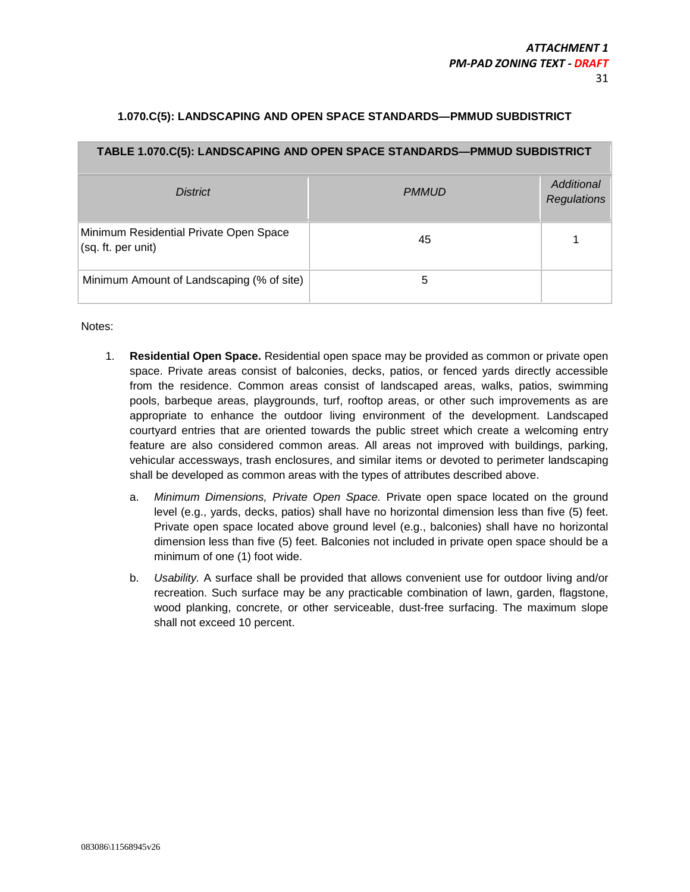### 1.070.C(5): LANDSCAPING AND OPEN SPACE STANDARDS—PMMUD SUBDISTRICT

| TABLE 1.070.C(5): LANDSCAPING AND OPEN SPACE STANDARDS—PMMUD SUBDISTRICT | | |
|---|---|---|
| *District* | *PMMUD* | *Additional Regulations* |
| Minimum Residential Private Open Space (sq. ft. per unit) | 45 | 1 |
| Minimum Amount of Landscaping (% of site) | 5 | |

Notes:

1. **Residential Open Space.** Residential open space may be provided as common or private open space. Private areas consist of balconies, decks, patios, or fenced yards directly accessible from the residence. Common areas consist of landscaped areas, walks, patios, swimming pools, barbeque areas, playgrounds, turf, rooftop areas, or other such improvements as are appropriate to enhance the outdoor living environment of the development. Landscaped courtyard entries that are oriented towards the public street which create a welcoming entry feature are also considered common areas. All areas not improved with buildings, parking, vehicular accessways, trash enclosures, and similar items or devoted to perimeter landscaping shall be developed as common areas with the types of attributes described above.

   a. *Minimum Dimensions, Private Open Space.* Private open space located on the ground level (e.g., yards, decks, patios) shall have no horizontal dimension less than five (5) feet. Private open space located above ground level (e.g., balconies) shall have no horizontal dimension less than five (5) feet. Balconies not included in private open space should be a minimum of one (1) foot wide.

   b. *Usability.* A surface shall be provided that allows convenient use for outdoor living and/or recreation. Such surface may be any practicable combination of lawn, garden, flagstone, wood planking, concrete, or other serviceable, dust-free surfacing. The maximum slope shall not exceed 10 percent.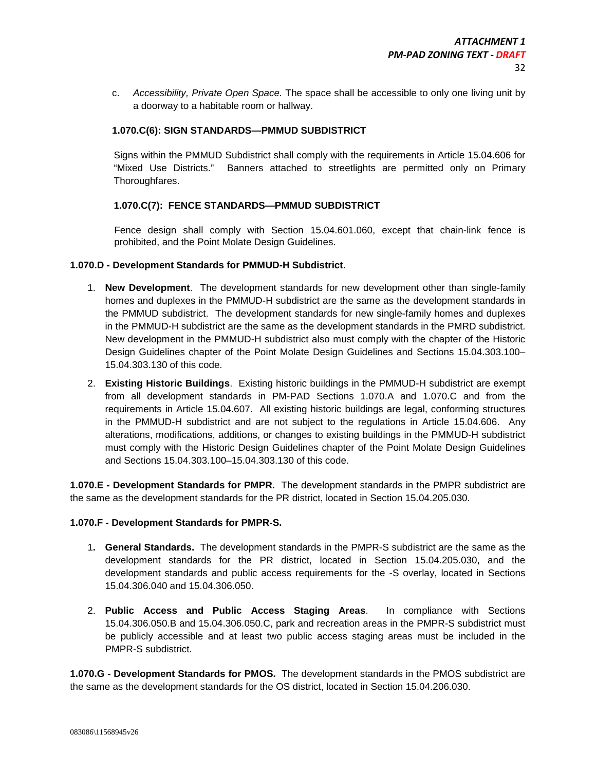c. *Accessibility, Private Open Space.* The space shall be accessible to only one living unit by a doorway to a habitable room or hallway.

**1.070.C(6): SIGN STANDARDS—PMMUD SUBDISTRICT**

Signs within the PMMUD Subdistrict shall comply with the requirements in Article 15.04.606 for "Mixed Use Districts." Banners attached to streetlights are permitted only on Primary Thoroughfares.

**1.070.C(7): FENCE STANDARDS—PMMUD SUBDISTRICT**

Fence design shall comply with Section 15.04.601.060, except that chain-link fence is prohibited, and the Point Molate Design Guidelines.

**1.070.D - Development Standards for PMMUD-H Subdistrict.**

1. **New Development**. The development standards for new development other than single-family homes and duplexes in the PMMUD-H subdistrict are the same as the development standards in the PMMUD subdistrict. The development standards for new single-family homes and duplexes in the PMMUD-H subdistrict are the same as the development standards in the PMRD subdistrict. New development in the PMMUD-H subdistrict also must comply with the chapter of the Historic Design Guidelines chapter of the Point Molate Design Guidelines and Sections 15.04.303.100–15.04.303.130 of this code.

2. **Existing Historic Buildings**. Existing historic buildings in the PMMUD-H subdistrict are exempt from all development standards in PM-PAD Sections 1.070.A and 1.070.C and from the requirements in Article 15.04.607. All existing historic buildings are legal, conforming structures in the PMMUD-H subdistrict and are not subject to the regulations in Article 15.04.606. Any alterations, modifications, additions, or changes to existing buildings in the PMMUD-H subdistrict must comply with the Historic Design Guidelines chapter of the Point Molate Design Guidelines and Sections 15.04.303.100–15.04.303.130 of this code.

**1.070.E - Development Standards for PMPR.** The development standards in the PMPR subdistrict are the same as the development standards for the PR district, located in Section 15.04.205.030.

**1.070.F - Development Standards for PMPR-S.**

1. **General Standards.** The development standards in the PMPR-S subdistrict are the same as the development standards for the PR district, located in Section 15.04.205.030, and the development standards and public access requirements for the -S overlay, located in Sections 15.04.306.040 and 15.04.306.050.

2. **Public Access and Public Access Staging Areas**. In compliance with Sections 15.04.306.050.B and 15.04.306.050.C, park and recreation areas in the PMPR-S subdistrict must be publicly accessible and at least two public access staging areas must be included in the PMPR-S subdistrict.

**1.070.G - Development Standards for PMOS.** The development standards in the PMOS subdistrict are the same as the development standards for the OS district, located in Section 15.04.206.030.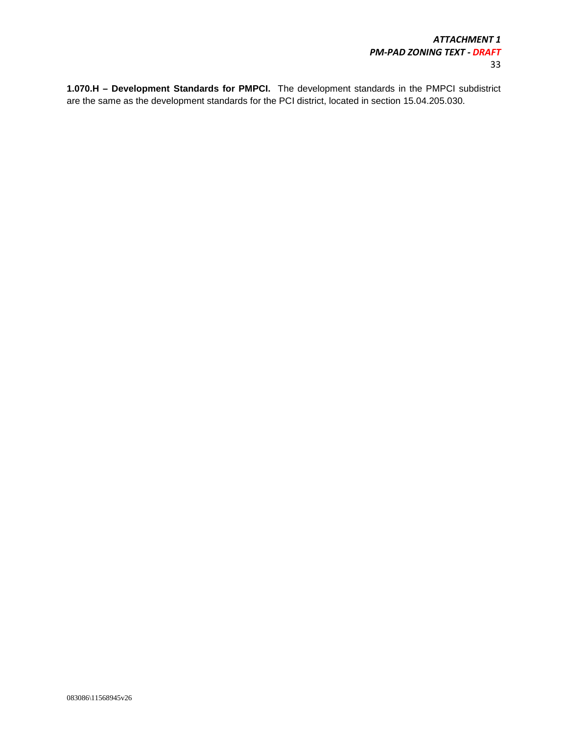**1.070.H – Development Standards for PMPCI.** The development standards in the PMPCI subdistrict are the same as the development standards for the PCI district, located in section 15.04.205.030.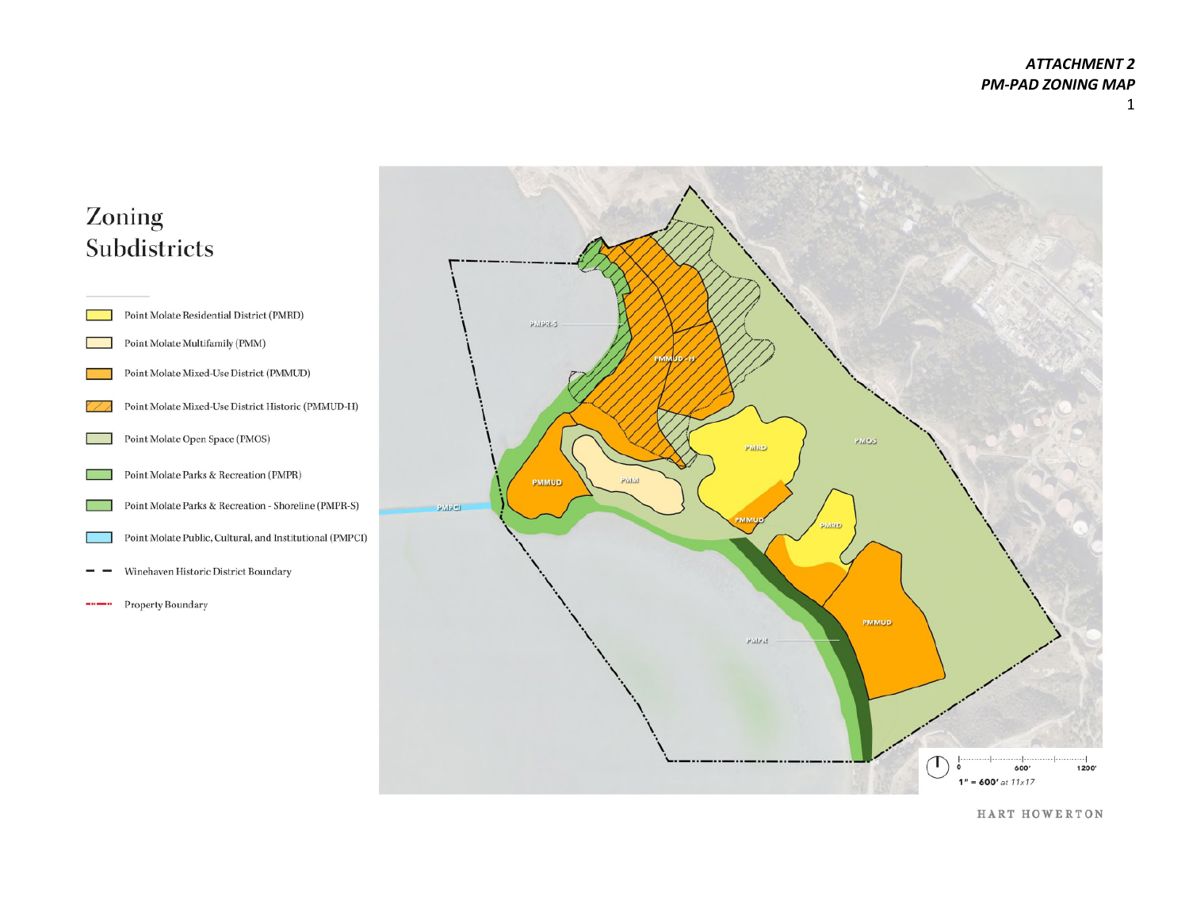*ATTACHMENT 2*
***PM-PAD ZONING MAP***

# Zoning Subdistricts

- Point Molate Residential District (PMRD)
- Point Molate Multifamily (PMM)
- Point Molate Mixed-Use District (PMMUD)
- Point Molate Mixed-Use District Historic (PMMUD-H)
- Point Molate Open Space (PMOS)
- Point Molate Parks & Recreation (PMPR)
- Point Molate Parks & Recreation - Shoreline (PMPR-S)
- Point Molate Public, Cultural, and Institutional (PMPCI)
- Winehaven Historic District Boundary
- Property Boundary

PMPR-S

PMMUD-H

PMRD

PMOS

PMM

PMMUD

PMPCI

PMMUD

PMRD

PMMUD

PMPR

0 600' 1200'

1" = 600' at 11x17

HART HOWERTON